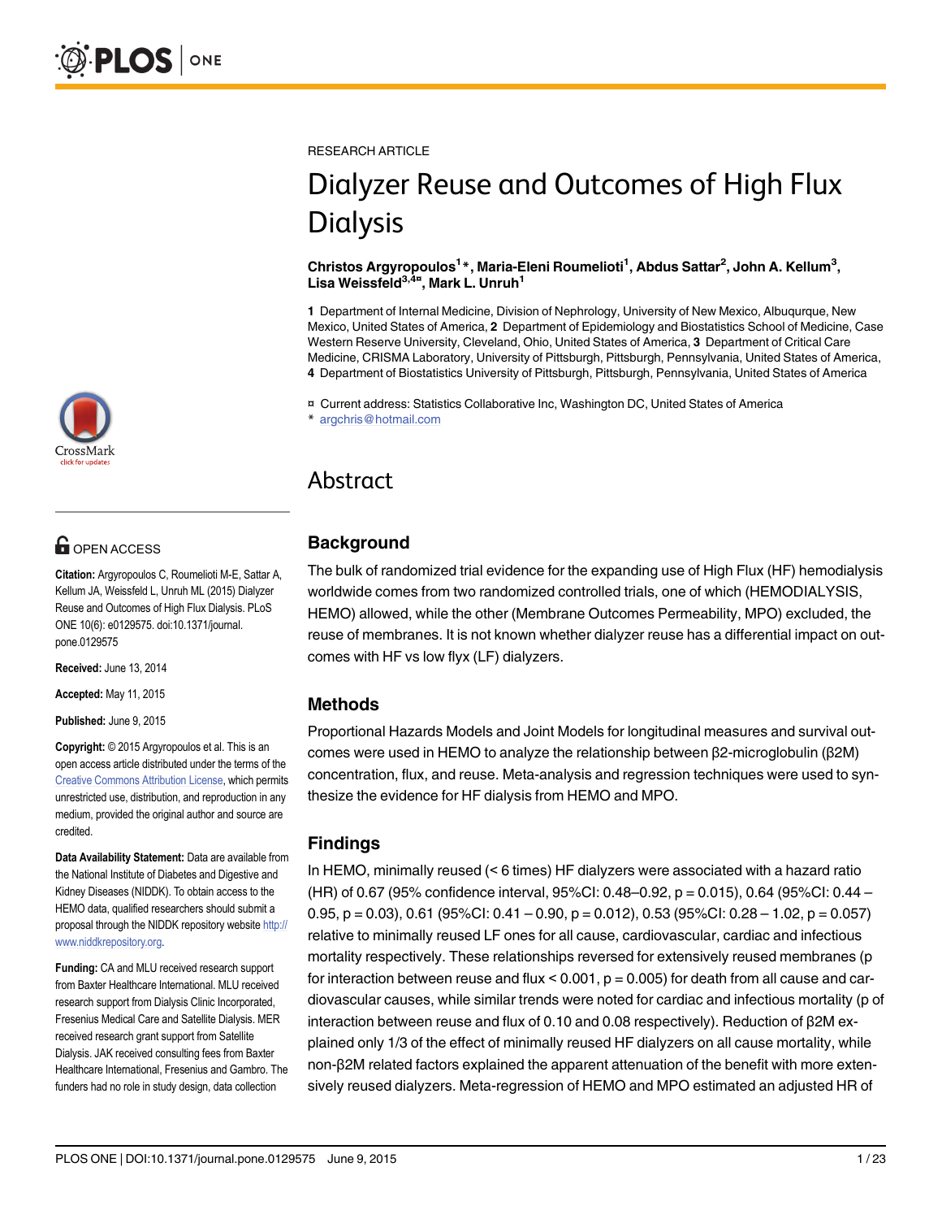RESEARCH ARTICLE

# Dialyzer Reuse and Outcomes of High Flux Dialysis

**Christos Argyropoulos[1]*, Maria-Eleni Roumelioti[1], Abdus Sattar[2], John A. Kellum[3], Lisa Weissfeld[3,4¤], Mark L. Unruh[1]**

**1** Department of Internal Medicine, Division of Nephrology, University of New Mexico, Albuquerque, New Mexico, United States of America, **2** Department of Epidemiology and Biostatistics School of Medicine, Case Western Reserve University, Cleveland, Ohio, United States of America, **3** Department of Critical Care Medicine, CRISMA Laboratory, University of Pittsburgh, Pittsburgh, Pennsylvania, United States of America, **4** Department of Biostatistics University of Pittsburgh, Pittsburgh, Pennsylvania, United States of America

¤ Current address: Statistics Collaborative Inc, Washington DC, United States of America
* argchris@hotmail.com

OPEN ACCESS

**Citation:** Argyropoulos C, Roumelioti M-E, Sattar A, Kellum JA, Weissfeld L, Unruh ML (2015) Dialyzer Reuse and Outcomes of High Flux Dialysis. PLoS ONE 10(6): e0129575. doi:10.1371/journal.pone.0129575

**Received:** June 13, 2014

**Accepted:** May 11, 2015

**Published:** June 9, 2015

**Copyright:** © 2015 Argyropoulos et al. This is an open access article distributed under the terms of the Creative Commons Attribution License, which permits unrestricted use, distribution, and reproduction in any medium, provided the original author and source are credited.

**Data Availability Statement:** Data are available from the National Institute of Diabetes and Digestive and Kidney Diseases (NIDDK). To obtain access to the HEMO data, qualified researchers should submit a proposal through the NIDDK repository website http://www.niddkrepository.org.

**Funding:** CA and MLU received research support from Baxter Healthcare International. MLU received research support from Dialysis Clinic Incorporated, Fresenius Medical Care and Satellite Dialysis. MER received research grant support from Satellite Dialysis. JAK received consulting fees from Baxter Healthcare International, Fresenius and Gambro. The funders had no role in study design, data collection

## Abstract

### Background

The bulk of randomized trial evidence for the expanding use of High Flux (HF) hemodialysis worldwide comes from two randomized controlled trials, one of which (HEMODIALYSIS, HEMO) allowed, while the other (Membrane Outcomes Permeability, MPO) excluded, the reuse of membranes. It is not known whether dialyzer reuse has a differential impact on outcomes with HF vs low flyx (LF) dialyzers.

### Methods

Proportional Hazards Models and Joint Models for longitudinal measures and survival outcomes were used in HEMO to analyze the relationship between β2-microglobulin (β2M) concentration, flux, and reuse. Meta-analysis and regression techniques were used to synthesize the evidence for HF dialysis from HEMO and MPO.

### Findings

In HEMO, minimally reused (< 6 times) HF dialyzers were associated with a hazard ratio (HR) of 0.67 (95% confidence interval, 95%CI: 0.48–0.92, p = 0.015), 0.64 (95%CI: 0.44 – 0.95, p = 0.03), 0.61 (95%CI: 0.41 – 0.90, p = 0.012), 0.53 (95%CI: 0.28 – 1.02, p = 0.057) relative to minimally reused LF ones for all cause, cardiovascular, cardiac and infectious mortality respectively. These relationships reversed for extensively reused membranes (p for interaction between reuse and flux < 0.001, p = 0.005) for death from all cause and cardiovascular causes, while similar trends were noted for cardiac and infectious mortality (p of interaction between reuse and flux of 0.10 and 0.08 respectively). Reduction of β2M explained only 1/3 of the effect of minimally reused HF dialyzers on all cause mortality, while non-β2M related factors explained the apparent attenuation of the benefit with more extensively reused dialyzers. Meta-regression of HEMO and MPO estimated an adjusted HR of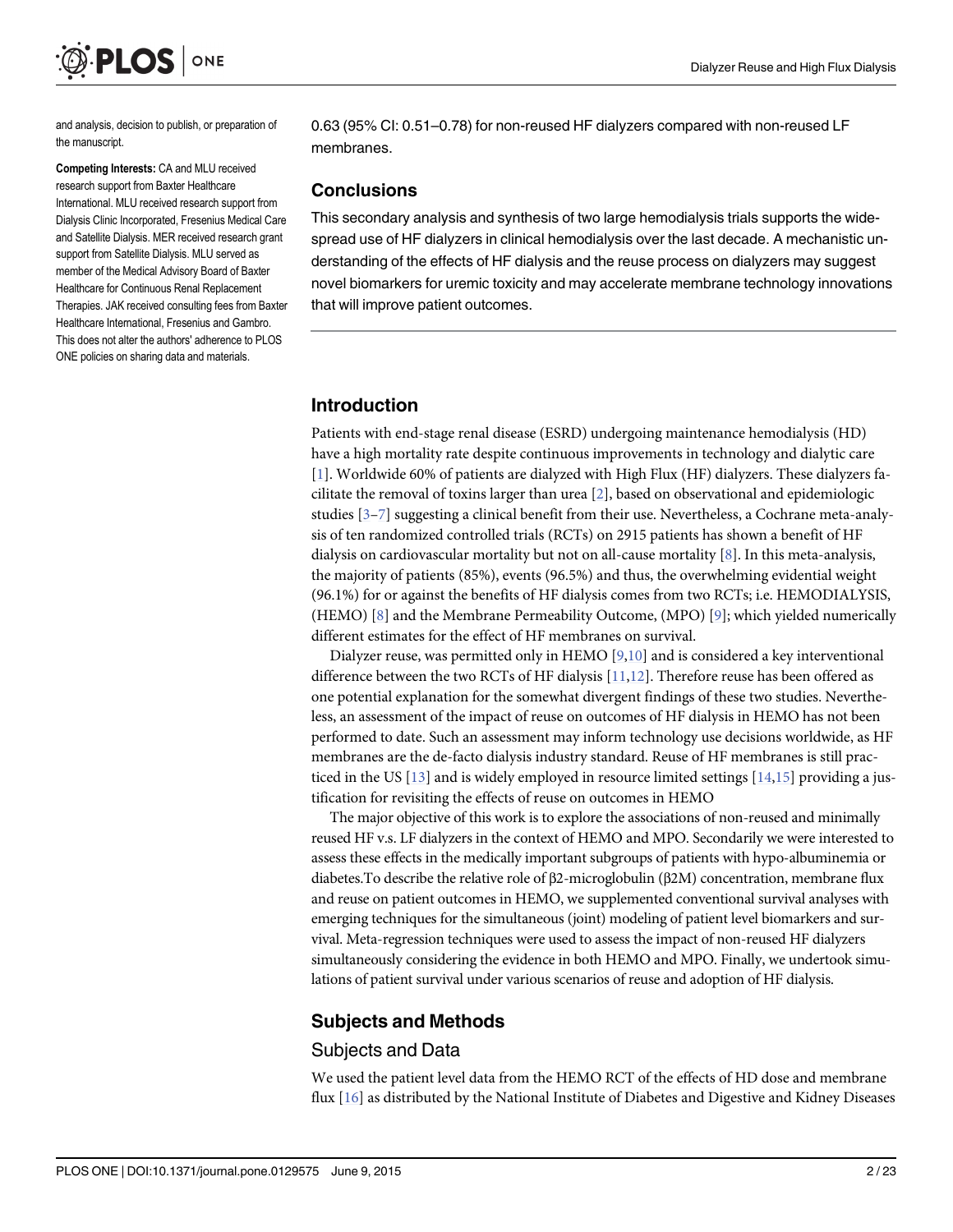and analysis, decision to publish, or preparation of the manuscript.

**Competing Interests:** CA and MLU received research support from Baxter Healthcare International. MLU received research support from Dialysis Clinic Incorporated, Fresenius Medical Care and Satellite Dialysis. MER received research grant support from Satellite Dialysis. MLU served as member of the Medical Advisory Board of Baxter Healthcare for Continuous Renal Replacement Therapies. JAK received consulting fees from Baxter Healthcare International, Fresenius and Gambro. This does not alter the authors' adherence to PLOS ONE policies on sharing data and materials.

0.63 (95% CI: 0.51–0.78) for non-reused HF dialyzers compared with non-reused LF membranes.

### Conclusions

This secondary analysis and synthesis of two large hemodialysis trials supports the wide-spread use of HF dialyzers in clinical hemodialysis over the last decade. A mechanistic understanding of the effects of HF dialysis and the reuse process on dialyzers may suggest novel biomarkers for uremic toxicity and may accelerate membrane technology innovations that will improve patient outcomes.

## Introduction

Patients with end-stage renal disease (ESRD) undergoing maintenance hemodialysis (HD) have a high mortality rate despite continuous improvements in technology and dialytic care [1]. Worldwide 60% of patients are dialyzed with High Flux (HF) dialyzers. These dialyzers facilitate the removal of toxins larger than urea [2], based on observational and epidemiologic studies [3–7] suggesting a clinical benefit from their use. Nevertheless, a Cochrane meta-analysis of ten randomized controlled trials (RCTs) on 2915 patients has shown a benefit of HF dialysis on cardiovascular mortality but not on all-cause mortality [8]. In this meta-analysis, the majority of patients (85%), events (96.5%) and thus, the overwhelming evidential weight (96.1%) for or against the benefits of HF dialysis comes from two RCTs; i.e. HEMODIALYSIS, (HEMO) [8] and the Membrane Permeability Outcome, (MPO) [9]; which yielded numerically different estimates for the effect of HF membranes on survival.

Dialyzer reuse, was permitted only in HEMO [9,10] and is considered a key interventional difference between the two RCTs of HF dialysis [11,12]. Therefore reuse has been offered as one potential explanation for the somewhat divergent findings of these two studies. Nevertheless, an assessment of the impact of reuse on outcomes of HF dialysis in HEMO has not been performed to date. Such an assessment may inform technology use decisions worldwide, as HF membranes are the de-facto dialysis industry standard. Reuse of HF membranes is still practiced in the US [13] and is widely employed in resource limited settings [14,15] providing a justification for revisiting the effects of reuse on outcomes in HEMO

The major objective of this work is to explore the associations of non-reused and minimally reused HF v.s. LF dialyzers in the context of HEMO and MPO. Secondarily we were interested to assess these effects in the medically important subgroups of patients with hypo-albuminemia or diabetes.To describe the relative role of β2-microglobulin (β2M) concentration, membrane flux and reuse on patient outcomes in HEMO, we supplemented conventional survival analyses with emerging techniques for the simultaneous (joint) modeling of patient level biomarkers and survival. Meta-regression techniques were used to assess the impact of non-reused HF dialyzers simultaneously considering the evidence in both HEMO and MPO. Finally, we undertook simulations of patient survival under various scenarios of reuse and adoption of HF dialysis.

## Subjects and Methods

### Subjects and Data

We used the patient level data from the HEMO RCT of the effects of HD dose and membrane flux [16] as distributed by the National Institute of Diabetes and Digestive and Kidney Diseases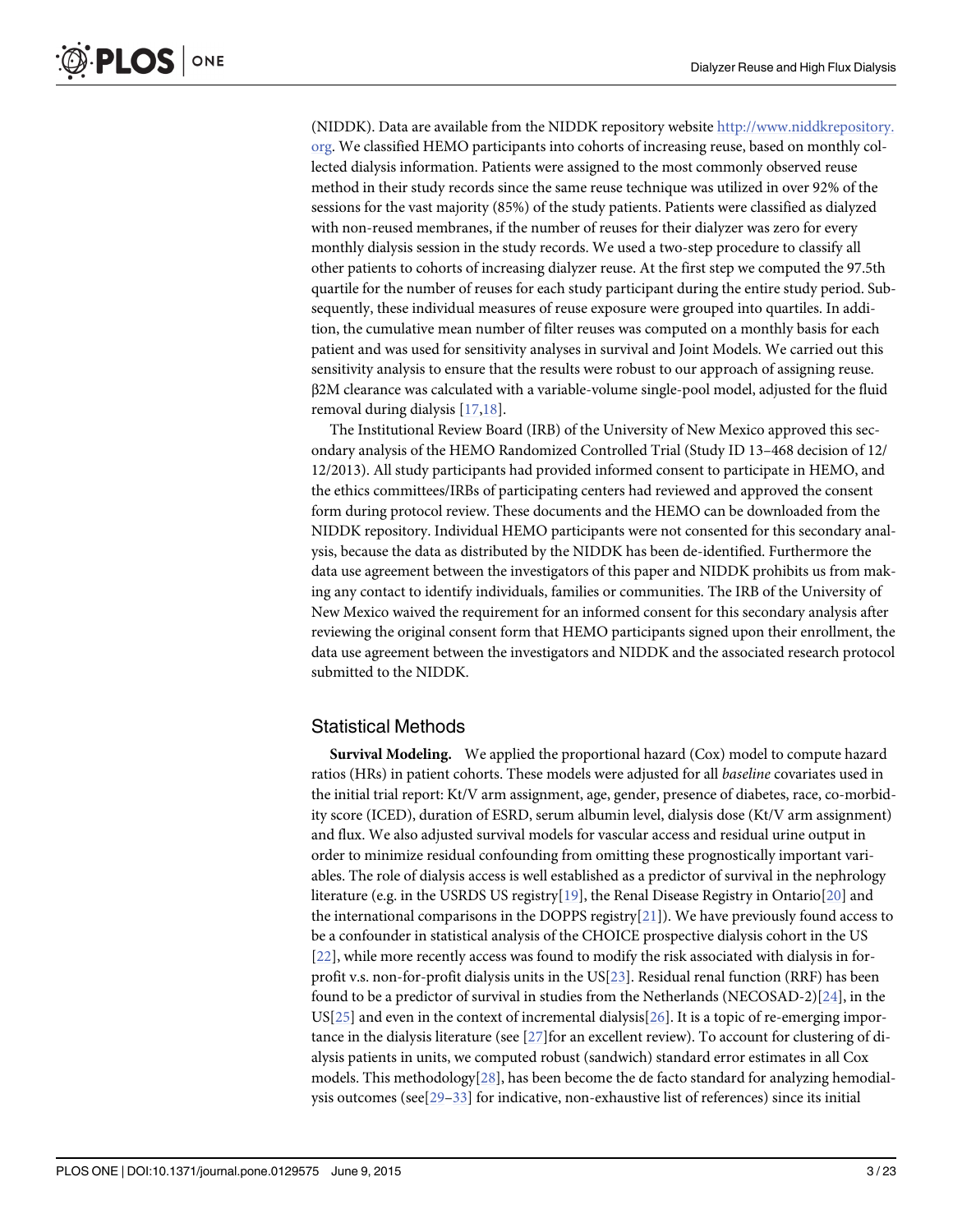(NIDDK). Data are available from the NIDDK repository website http://www.niddkrepository.org. We classified HEMO participants into cohorts of increasing reuse, based on monthly collected dialysis information. Patients were assigned to the most commonly observed reuse method in their study records since the same reuse technique was utilized in over 92% of the sessions for the vast majority (85%) of the study patients. Patients were classified as dialyzed with non-reused membranes, if the number of reuses for their dialyzer was zero for every monthly dialysis session in the study records. We used a two-step procedure to classify all other patients to cohorts of increasing dialyzer reuse. At the first step we computed the 97.5th quartile for the number of reuses for each study participant during the entire study period. Subsequently, these individual measures of reuse exposure were grouped into quartiles. In addition, the cumulative mean number of filter reuses was computed on a monthly basis for each patient and was used for sensitivity analyses in survival and Joint Models. We carried out this sensitivity analysis to ensure that the results were robust to our approach of assigning reuse. β2M clearance was calculated with a variable-volume single-pool model, adjusted for the fluid removal during dialysis [17,18].

The Institutional Review Board (IRB) of the University of New Mexico approved this secondary analysis of the HEMO Randomized Controlled Trial (Study ID 13–468 decision of 12/12/2013). All study participants had provided informed consent to participate in HEMO, and the ethics committees/IRBs of participating centers had reviewed and approved the consent form during protocol review. These documents and the HEMO can be downloaded from the NIDDK repository. Individual HEMO participants were not consented for this secondary analysis, because the data as distributed by the NIDDK has been de-identified. Furthermore the data use agreement between the investigators of this paper and NIDDK prohibits us from making any contact to identify individuals, families or communities. The IRB of the University of New Mexico waived the requirement for an informed consent for this secondary analysis after reviewing the original consent form that HEMO participants signed upon their enrollment, the data use agreement between the investigators and NIDDK and the associated research protocol submitted to the NIDDK.

## Statistical Methods

**Survival Modeling.** We applied the proportional hazard (Cox) model to compute hazard ratios (HRs) in patient cohorts. These models were adjusted for all *baseline* covariates used in the initial trial report: Kt/V arm assignment, age, gender, presence of diabetes, race, co-morbidity score (ICED), duration of ESRD, serum albumin level, dialysis dose (Kt/V arm assignment) and flux. We also adjusted survival models for vascular access and residual urine output in order to minimize residual confounding from omitting these prognostically important variables. The role of dialysis access is well established as a predictor of survival in the nephrology literature (e.g. in the USRDS US registry[19], the Renal Disease Registry in Ontario[20] and the international comparisons in the DOPPS registry[21]). We have previously found access to be a confounder in statistical analysis of the CHOICE prospective dialysis cohort in the US [22], while more recently access was found to modify the risk associated with dialysis in for-profit v.s. non-for-profit dialysis units in the US[23]. Residual renal function (RRF) has been found to be a predictor of survival in studies from the Netherlands (NECOSAD-2)[24], in the US[25] and even in the context of incremental dialysis[26]. It is a topic of re-emerging importance in the dialysis literature (see [27]for an excellent review). To account for clustering of dialysis patients in units, we computed robust (sandwich) standard error estimates in all Cox models. This methodology[28], has been become the de facto standard for analyzing hemodialysis outcomes (see[29–33] for indicative, non-exhaustive list of references) since its initial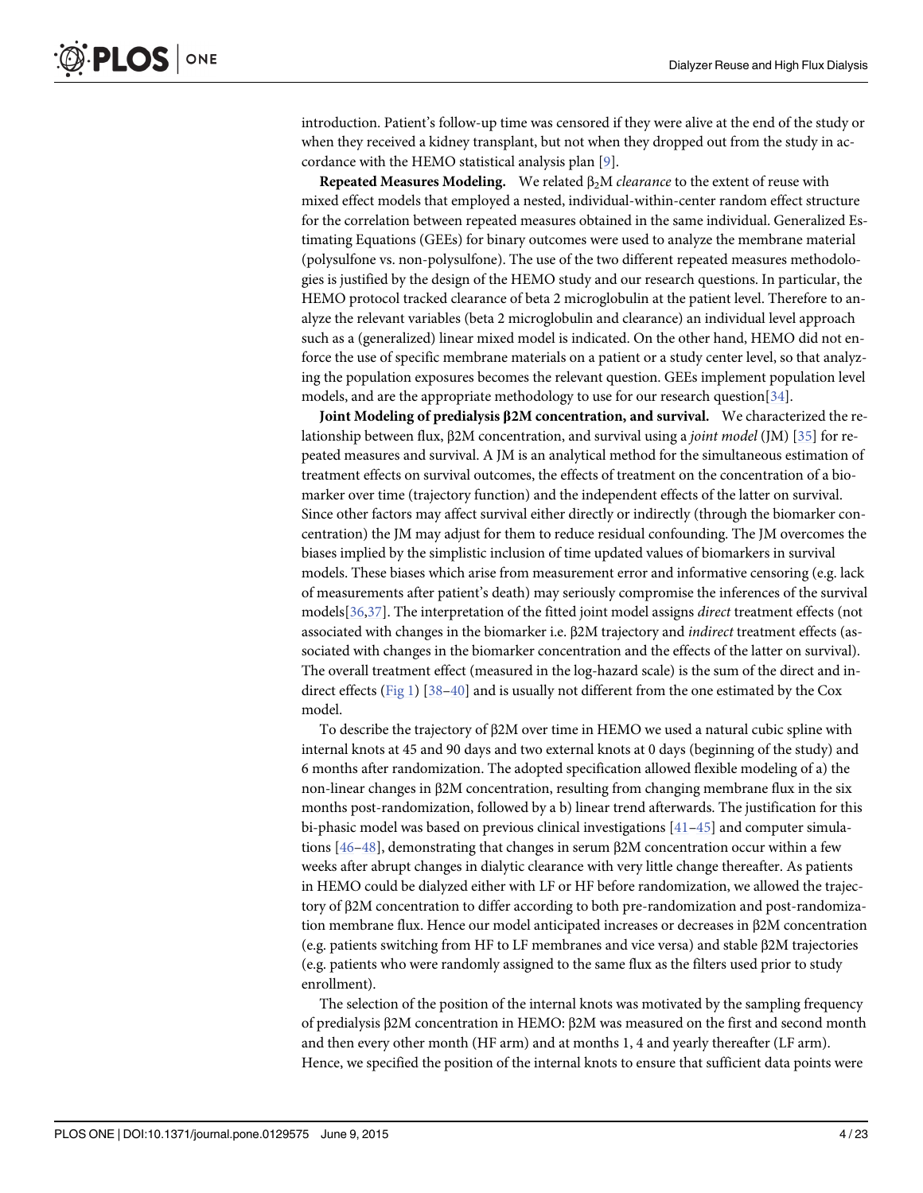introduction. Patient's follow-up time was censored if they were alive at the end of the study or when they received a kidney transplant, but not when they dropped out from the study in accordance with the HEMO statistical analysis plan [9].

**Repeated Measures Modeling.** We related $\beta_2$M *clearance* to the extent of reuse with mixed effect models that employed a nested, individual-within-center random effect structure for the correlation between repeated measures obtained in the same individual. Generalized Estimating Equations (GEEs) for binary outcomes were used to analyze the membrane material (polysulfone vs. non-polysulfone). The use of the two different repeated measures methodologies is justified by the design of the HEMO study and our research questions. In particular, the HEMO protocol tracked clearance of beta 2 microglobulin at the patient level. Therefore to analyze the relevant variables (beta 2 microglobulin and clearance) an individual level approach such as a (generalized) linear mixed model is indicated. On the other hand, HEMO did not enforce the use of specific membrane materials on a patient or a study center level, so that analyzing the population exposures becomes the relevant question. GEEs implement population level models, and are the appropriate methodology to use for our research question[34].

**Joint Modeling of predialysis β2M concentration, and survival.** We characterized the relationship between flux, β2M concentration, and survival using a *joint model* (JM) [35] for repeated measures and survival. A JM is an analytical method for the simultaneous estimation of treatment effects on survival outcomes, the effects of treatment on the concentration of a biomarker over time (trajectory function) and the independent effects of the latter on survival. Since other factors may affect survival either directly or indirectly (through the biomarker concentration) the JM may adjust for them to reduce residual confounding. The JM overcomes the biases implied by the simplistic inclusion of time updated values of biomarkers in survival models. These biases which arise from measurement error and informative censoring (e.g. lack of measurements after patient's death) may seriously compromise the inferences of the survival models[36,37]. The interpretation of the fitted joint model assigns *direct* treatment effects (not associated with changes in the biomarker i.e. β2M trajectory and *indirect* treatment effects (associated with changes in the biomarker concentration and the effects of the latter on survival). The overall treatment effect (measured in the log-hazard scale) is the sum of the direct and indirect effects (Fig 1) [38–40] and is usually not different from the one estimated by the Cox model.

To describe the trajectory of β2M over time in HEMO we used a natural cubic spline with internal knots at 45 and 90 days and two external knots at 0 days (beginning of the study) and 6 months after randomization. The adopted specification allowed flexible modeling of a) the non-linear changes in β2M concentration, resulting from changing membrane flux in the six months post-randomization, followed by a b) linear trend afterwards. The justification for this bi-phasic model was based on previous clinical investigations [41–45] and computer simulations [46–48], demonstrating that changes in serum β2M concentration occur within a few weeks after abrupt changes in dialytic clearance with very little change thereafter. As patients in HEMO could be dialyzed either with LF or HF before randomization, we allowed the trajectory of β2M concentration to differ according to both pre-randomization and post-randomization membrane flux. Hence our model anticipated increases or decreases in β2M concentration (e.g. patients switching from HF to LF membranes and vice versa) and stable β2M trajectories (e.g. patients who were randomly assigned to the same flux as the filters used prior to study enrollment).

The selection of the position of the internal knots was motivated by the sampling frequency of predialysis β2M concentration in HEMO: β2M was measured on the first and second month and then every other month (HF arm) and at months 1, 4 and yearly thereafter (LF arm). Hence, we specified the position of the internal knots to ensure that sufficient data points were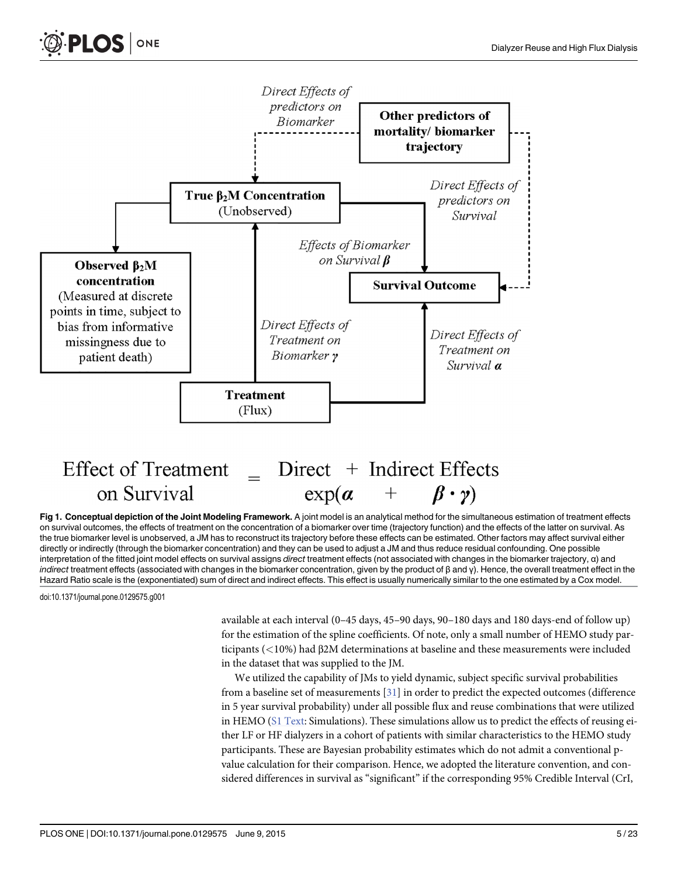Fig 1. **Conceptual depiction of the Joint Modeling Framework.** A joint model is an analytical method for the simultaneous estimation of treatment effects on survival outcomes, the effects of treatment on the concentration of a biomarker over time (trajectory function) and the effects of the latter on survival. As the true biomarker level is unobserved, a JM has to reconstruct its trajectory before these effects can be estimated. Other factors may affect survival either directly or indirectly (through the biomarker concentration) and they can be used to adjust a JM and thus reduce residual confounding. One possible interpretation of the fitted joint model effects on survival assigns *direct* treatment effects (not associated with changes in the biomarker trajectory, α) and *indirect* treatment effects (associated with changes in the biomarker concentration, given by the product of β and γ). Hence, the overall treatment effect in the Hazard Ratio scale is the (exponentiated) sum of direct and indirect effects. This effect is usually numerically similar to the one estimated by a Cox model.

doi:10.1371/journal.pone.0129575.g001

available at each interval (0–45 days, 45–90 days, 90–180 days and 180 days-end of follow up) for the estimation of the spline coefficients. Of note, only a small number of HEMO study participants (<10%) had β2M determinations at baseline and these measurements were included in the dataset that was supplied to the JM.

We utilized the capability of JMs to yield dynamic, subject specific survival probabilities from a baseline set of measurements [31] in order to predict the expected outcomes (difference in 5 year survival probability) under all possible flux and reuse combinations that were utilized in HEMO (S1 Text: Simulations). These simulations allow us to predict the effects of reusing either LF or HF dialyzers in a cohort of patients with similar characteristics to the HEMO study participants. These are Bayesian probability estimates which do not admit a conventional p-value calculation for their comparison. Hence, we adopted the literature convention, and considered differences in survival as "significant" if the corresponding 95% Credible Interval (CrI,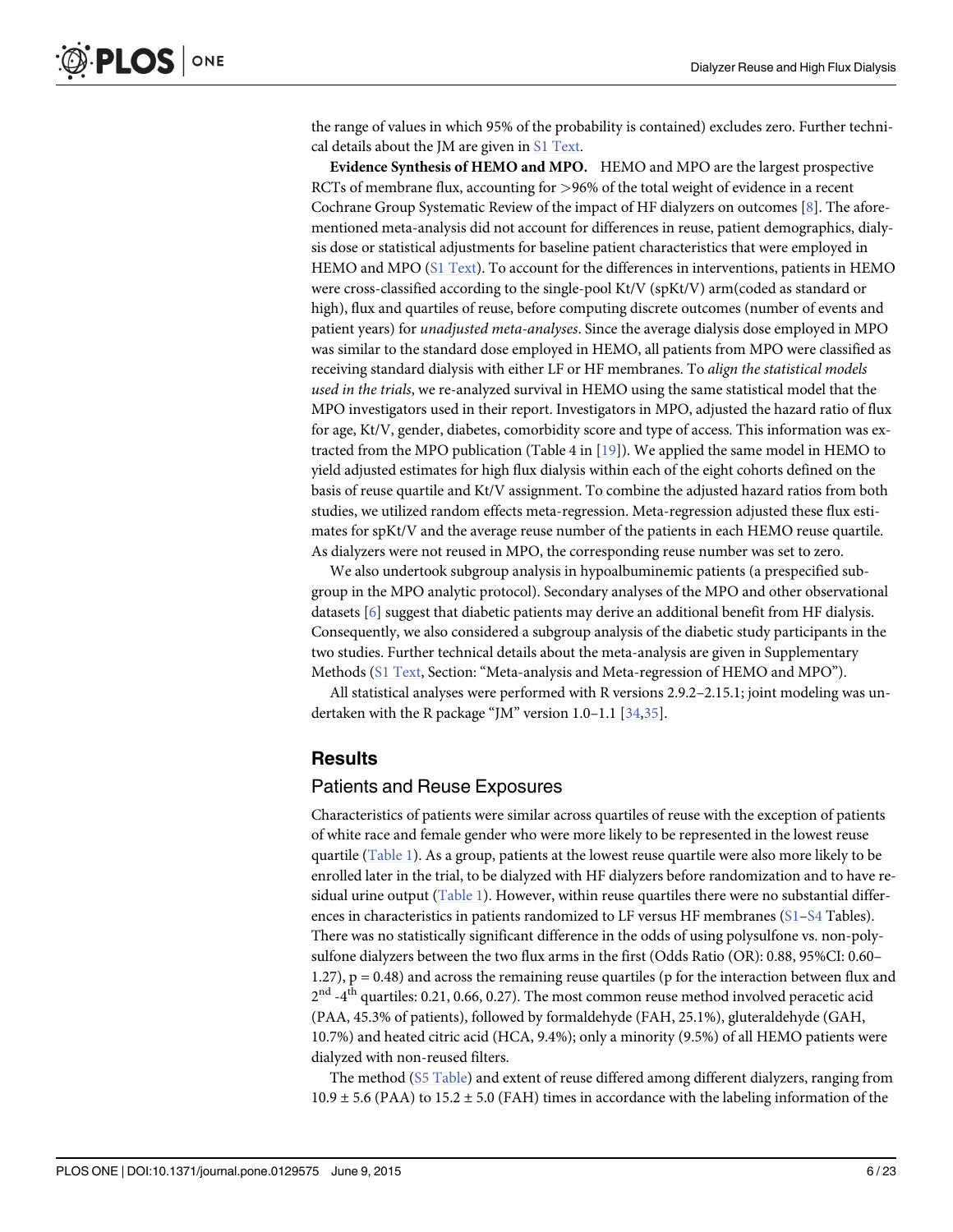the range of values in which 95% of the probability is contained) excludes zero. Further technical details about the JM are given in S1 Text.

**Evidence Synthesis of HEMO and MPO.** HEMO and MPO are the largest prospective RCTs of membrane flux, accounting for >96% of the total weight of evidence in a recent Cochrane Group Systematic Review of the impact of HF dialyzers on outcomes [8]. The aforementioned meta-analysis did not account for differences in reuse, patient demographics, dialysis dose or statistical adjustments for baseline patient characteristics that were employed in HEMO and MPO (S1 Text). To account for the differences in interventions, patients in HEMO were cross-classified according to the single-pool Kt/V (spKt/V) arm(coded as standard or high), flux and quartiles of reuse, before computing discrete outcomes (number of events and patient years) for *unadjusted meta-analyses*. Since the average dialysis dose employed in MPO was similar to the standard dose employed in HEMO, all patients from MPO were classified as receiving standard dialysis with either LF or HF membranes. To *align the statistical models used in the trials*, we re-analyzed survival in HEMO using the same statistical model that the MPO investigators used in their report. Investigators in MPO, adjusted the hazard ratio of flux for age, Kt/V, gender, diabetes, comorbidity score and type of access. This information was extracted from the MPO publication (Table 4 in [19]). We applied the same model in HEMO to yield adjusted estimates for high flux dialysis within each of the eight cohorts defined on the basis of reuse quartile and Kt/V assignment. To combine the adjusted hazard ratios from both studies, we utilized random effects meta-regression. Meta-regression adjusted these flux estimates for spKt/V and the average reuse number of the patients in each HEMO reuse quartile. As dialyzers were not reused in MPO, the corresponding reuse number was set to zero.

We also undertook subgroup analysis in hypoalbuminemic patients (a prespecified subgroup in the MPO analytic protocol). Secondary analyses of the MPO and other observational datasets [6] suggest that diabetic patients may derive an additional benefit from HF dialysis. Consequently, we also considered a subgroup analysis of the diabetic study participants in the two studies. Further technical details about the meta-analysis are given in Supplementary Methods (S1 Text, Section: "Meta-analysis and Meta-regression of HEMO and MPO").

All statistical analyses were performed with R versions 2.9.2–2.15.1; joint modeling was undertaken with the R package "JM" version 1.0–1.1 [34,35].

## Results

### Patients and Reuse Exposures

Characteristics of patients were similar across quartiles of reuse with the exception of patients of white race and female gender who were more likely to be represented in the lowest reuse quartile (Table 1). As a group, patients at the lowest reuse quartile were also more likely to be enrolled later in the trial, to be dialyzed with HF dialyzers before randomization and to have residual urine output (Table 1). However, within reuse quartiles there were no substantial differences in characteristics in patients randomized to LF versus HF membranes (S1–S4 Tables). There was no statistically significant difference in the odds of using polysulfone vs. non-polysulfone dialyzers between the two flux arms in the first (Odds Ratio (OR): 0.88, 95%CI: 0.60–1.27), p = 0.48) and across the remaining reuse quartiles (p for the interaction between flux and $2^{nd}$ -$4^{th}$ quartiles: 0.21, 0.66, 0.27). The most common reuse method involved peracetic acid (PAA, 45.3% of patients), followed by formaldehyde (FAH, 25.1%), gluteraldehyde (GAH, 10.7%) and heated citric acid (HCA, 9.4%); only a minority (9.5%) of all HEMO patients were dialyzed with non-reused filters.

The method (S5 Table) and extent of reuse differed among different dialyzers, ranging from $10.9 \pm 5.6$ (PAA) to $15.2 \pm 5.0$ (FAH) times in accordance with the labeling information of the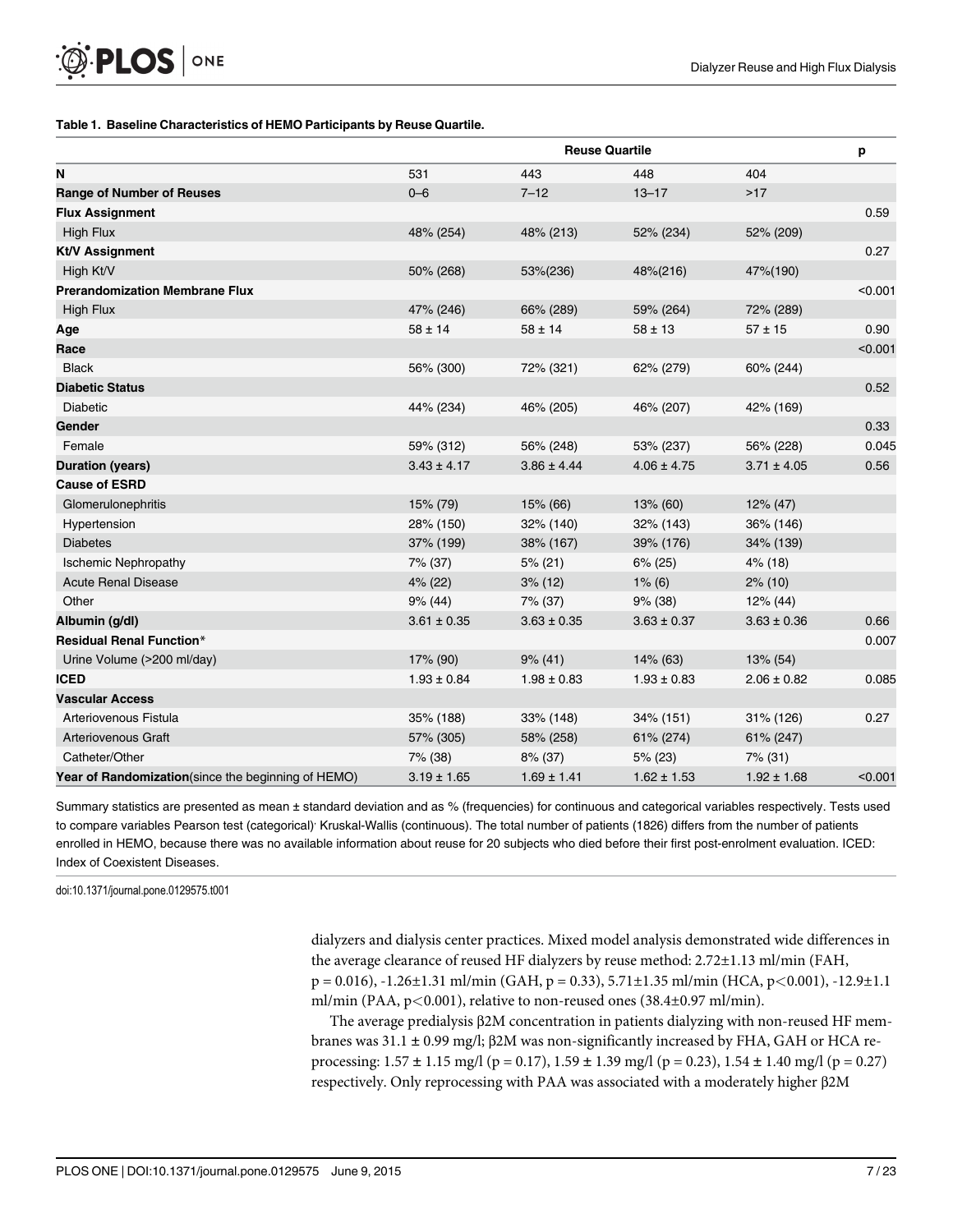**Table 1. Baseline Characteristics of HEMO Participants by Reuse Quartile.**

| | Reuse Quartile | | | | p |
|---|---|---|---|---|---|
| **N** | 531 | 443 | 448 | 404 | |
| **Range of Number of Reuses** | 0–6 | 7–12 | 13–17 | >17 | |
| **Flux Assignment** | | | | | 0.59 |
| High Flux | 48% (254) | 48% (213) | 52% (234) | 52% (209) | |
| **Kt/V Assignment** | | | | | 0.27 |
| High Kt/V | 50% (268) | 53%(236) | 48%(216) | 47%(190) | |
| **Prerandomization Membrane Flux** | | | | | <0.001 |
| High Flux | 47% (246) | 66% (289) | 59% (264) | 72% (289) | |
| **Age** | 58 ± 14 | 58 ± 14 | 58 ± 13 | 57 ± 15 | 0.90 |
| **Race** | | | | | <0.001 |
| Black | 56% (300) | 72% (321) | 62% (279) | 60% (244) | |
| **Diabetic Status** | | | | | 0.52 |
| Diabetic | 44% (234) | 46% (205) | 46% (207) | 42% (169) | |
| **Gender** | | | | | 0.33 |
| Female | 59% (312) | 56% (248) | 53% (237) | 56% (228) | 0.045 |
| **Duration (years)** | 3.43 ± 4.17 | 3.86 ± 4.44 | 4.06 ± 4.75 | 3.71 ± 4.05 | 0.56 |
| **Cause of ESRD** | | | | | |
| Glomerulonephritis | 15% (79) | 15% (66) | 13% (60) | 12% (47) | |
| Hypertension | 28% (150) | 32% (140) | 32% (143) | 36% (146) | |
| Diabetes | 37% (199) | 38% (167) | 39% (176) | 34% (139) | |
| Ischemic Nephropathy | 7% (37) | 5% (21) | 6% (25) | 4% (18) | |
| Acute Renal Disease | 4% (22) | 3% (12) | 1% (6) | 2% (10) | |
| Other | 9% (44) | 7% (37) | 9% (38) | 12% (44) | |
| **Albumin (g/dl)** | 3.61 ± 0.35 | 3.63 ± 0.35 | 3.63 ± 0.37 | 3.63 ± 0.36 | 0.66 |
| **Residual Renal Function*** | | | | | 0.007 |
| Urine Volume (>200 ml/day) | 17% (90) | 9% (41) | 14% (63) | 13% (54) | |
| **ICED** | 1.93 ± 0.84 | 1.98 ± 0.83 | 1.93 ± 0.83 | 2.06 ± 0.82 | 0.085 |
| **Vascular Access** | | | | | |
| Arteriovenous Fistula | 35% (188) | 33% (148) | 34% (151) | 31% (126) | 0.27 |
| Arteriovenous Graft | 57% (305) | 58% (258) | 61% (274) | 61% (247) | |
| Catheter/Other | 7% (38) | 8% (37) | 5% (23) | 7% (31) | |
| **Year of Randomization**(since the beginning of HEMO) | 3.19 ± 1.65 | 1.69 ± 1.41 | 1.62 ± 1.53 | 1.92 ± 1.68 | <0.001 |

Summary statistics are presented as mean ± standard deviation and as % (frequencies) for continuous and categorical variables respectively. Tests used to compare variables Pearson test (categorical)· Kruskal-Wallis (continuous). The total number of patients (1826) differs from the number of patients enrolled in HEMO, because there was no available information about reuse for 20 subjects who died before their first post-enrolment evaluation. ICED: Index of Coexistent Diseases.

doi:10.1371/journal.pone.0129575.t001

dialyzers and dialysis center practices. Mixed model analysis demonstrated wide differences in the average clearance of reused HF dialyzers by reuse method: 2.72±1.13 ml/min (FAH, $p = 0.016$), -1.26±1.31 ml/min (GAH, $p = 0.33$), 5.71±1.35 ml/min (HCA, $p < 0.001$), -12.9±1.1 ml/min (PAA, $p < 0.001$), relative to non-reused ones (38.4±0.97 ml/min).

The average predialysis β2M concentration in patients dialyzing with non-reused HF membranes was 31.1 ± 0.99 mg/l; β2M was non-significantly increased by FHA, GAH or HCA reprocessing: 1.57 ± 1.15 mg/l ($p = 0.17$), 1.59 ± 1.39 mg/l ($p = 0.23$), 1.54 ± 1.40 mg/l ($p = 0.27$) respectively. Only reprocessing with PAA was associated with a moderately higher β2M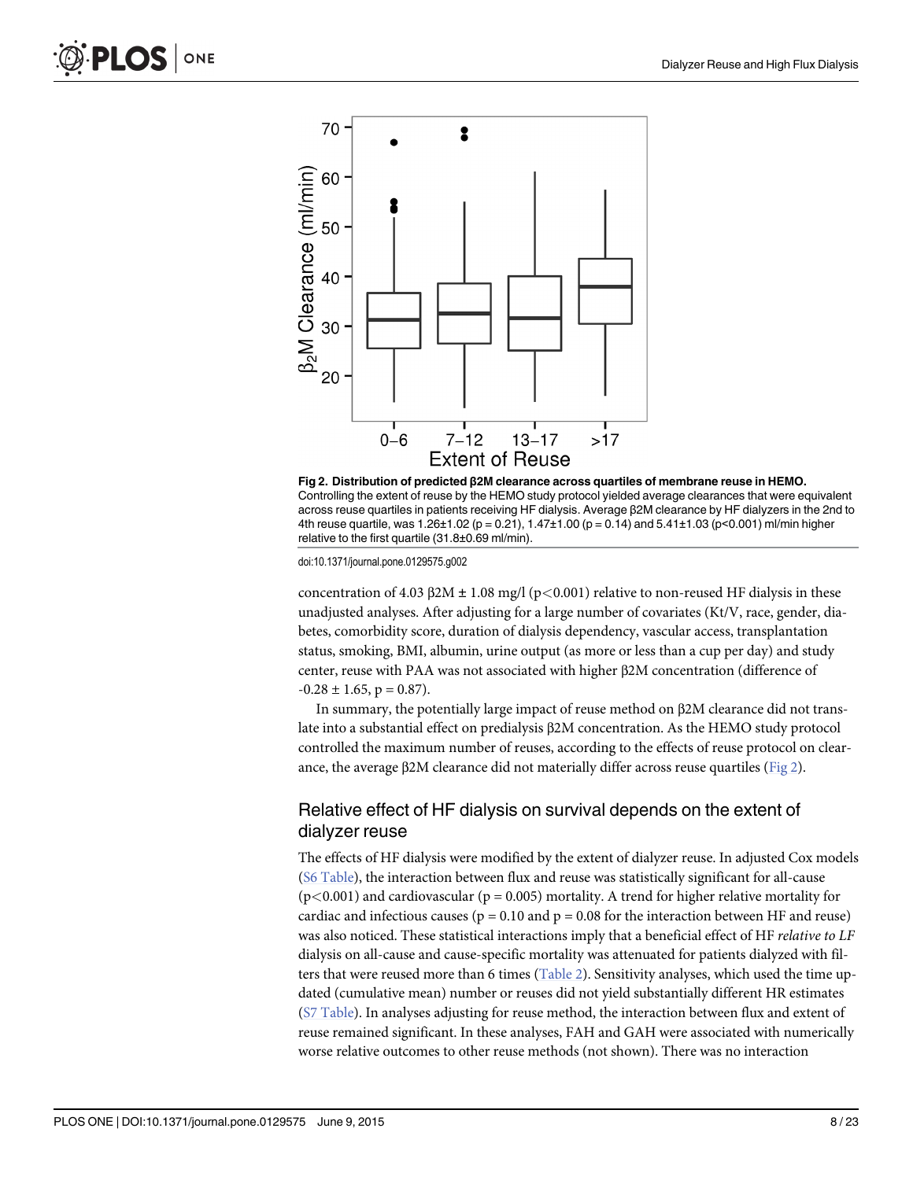Fig 2. Distribution of predicted β2M clearance across quartiles of membrane reuse in HEMO. Controlling the extent of reuse by the HEMO study protocol yielded average clearances that were equivalent across reuse quartiles in patients receiving HF dialysis. Average β2M clearance by HF dialyzers in the 2nd to 4th reuse quartile, was 1.26±1.02 ($p = 0.21$), 1.47±1.00 ($p = 0.14$) and 5.41±1.03 ($p<0.001$) ml/min higher relative to the first quartile (31.8±0.69 ml/min).

doi:10.1371/journal.pone.0129575.g002

concentration of 4.03 β2M ± 1.08 mg/l ($p<0.001$) relative to non-reused HF dialysis in these unadjusted analyses. After adjusting for a large number of covariates (Kt/V, race, gender, diabetes, comorbidity score, duration of dialysis dependency, vascular access, transplantation status, smoking, BMI, albumin, urine output (as more or less than a cup per day) and study center, reuse with PAA was not associated with higher β2M concentration (difference of -0.28 ± 1.65, $p = 0.87$).

In summary, the potentially large impact of reuse method on β2M clearance did not translate into a substantial effect on predialysis β2M concentration. As the HEMO study protocol controlled the maximum number of reuses, according to the effects of reuse protocol on clearance, the average β2M clearance did not materially differ across reuse quartiles (Fig 2).

## Relative effect of HF dialysis on survival depends on the extent of dialyzer reuse

The effects of HF dialysis were modified by the extent of dialyzer reuse. In adjusted Cox models (S6 Table), the interaction between flux and reuse was statistically significant for all-cause ($p<0.001$) and cardiovascular ($p = 0.005$) mortality. A trend for higher relative mortality for cardiac and infectious causes ($p = 0.10$ and $p = 0.08$ for the interaction between HF and reuse) was also noticed. These statistical interactions imply that a beneficial effect of HF *relative to LF* dialysis on all-cause and cause-specific mortality was attenuated for patients dialyzed with filters that were reused more than 6 times (Table 2). Sensitivity analyses, which used the time updated (cumulative mean) number or reuses did not yield substantially different HR estimates (S7 Table). In analyses adjusting for reuse method, the interaction between flux and extent of reuse remained significant. In these analyses, FAH and GAH were associated with numerically worse relative outcomes to other reuse methods (not shown). There was no interaction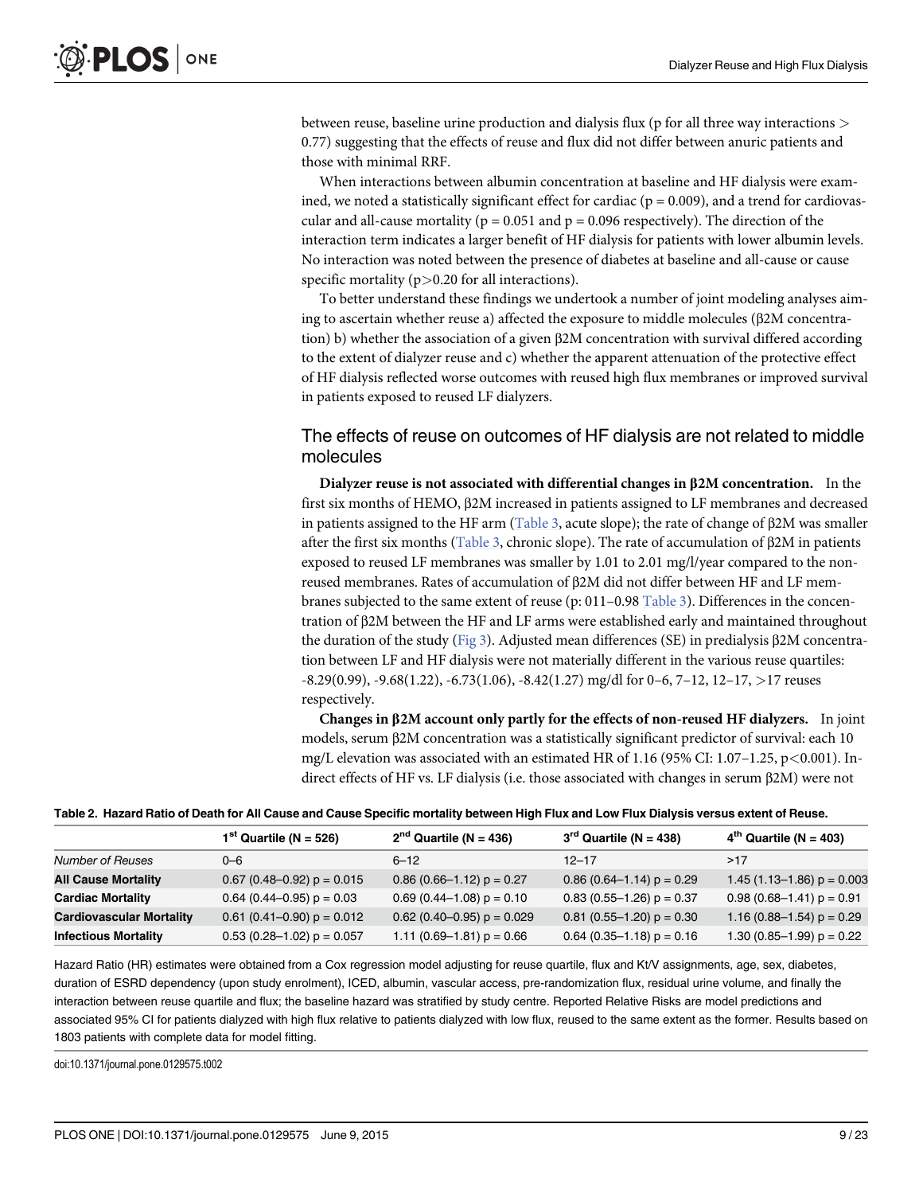between reuse, baseline urine production and dialysis flux (p for all three way interactions > 0.77) suggesting that the effects of reuse and flux did not differ between anuric patients and those with minimal RRF.

When interactions between albumin concentration at baseline and HF dialysis were examined, we noted a statistically significant effect for cardiac (p = 0.009), and a trend for cardiovascular and all-cause mortality (p = 0.051 and p = 0.096 respectively). The direction of the interaction term indicates a larger benefit of HF dialysis for patients with lower albumin levels. No interaction was noted between the presence of diabetes at baseline and all-cause or cause specific mortality (p>0.20 for all interactions).

To better understand these findings we undertook a number of joint modeling analyses aiming to ascertain whether reuse a) affected the exposure to middle molecules (β2M concentration) b) whether the association of a given β2M concentration with survival differed according to the extent of dialyzer reuse and c) whether the apparent attenuation of the protective effect of HF dialysis reflected worse outcomes with reused high flux membranes or improved survival in patients exposed to reused LF dialyzers.

## The effects of reuse on outcomes of HF dialysis are not related to middle molecules

**Dialyzer reuse is not associated with differential changes in β2M concentration.** In the first six months of HEMO, β2M increased in patients assigned to LF membranes and decreased in patients assigned to the HF arm (Table 3, acute slope); the rate of change of β2M was smaller after the first six months (Table 3, chronic slope). The rate of accumulation of β2M in patients exposed to reused LF membranes was smaller by 1.01 to 2.01 mg/l/year compared to the non-reused membranes. Rates of accumulation of β2M did not differ between HF and LF membranes subjected to the same extent of reuse (p: 011–0.98 Table 3). Differences in the concentration of β2M between the HF and LF arms were established early and maintained throughout the duration of the study (Fig 3). Adjusted mean differences (SE) in predialysis β2M concentration between LF and HF dialysis were not materially different in the various reuse quartiles: -8.29(0.99), -9.68(1.22), -6.73(1.06), -8.42(1.27) mg/dl for 0–6, 7–12, 12–17, >17 reuses respectively.

**Changes in β2M account only partly for the effects of non-reused HF dialyzers.** In joint models, serum β2M concentration was a statistically significant predictor of survival: each 10 mg/L elevation was associated with an estimated HR of 1.16 (95% CI: 1.07–1.25, p<0.001). Indirect effects of HF vs. LF dialysis (i.e. those associated with changes in serum β2M) were not

**Table 2. Hazard Ratio of Death for All Cause and Cause Specific mortality between High Flux and Low Flux Dialysis versus extent of Reuse.**

| | 1st Quartile (N = 526) | 2nd Quartile (N = 436) | 3rd Quartile (N = 438) | 4th Quartile (N = 403) |
|---|---|---|---|---|
| *Number of Reuses* | 0–6 | 6–12 | 12–17 | >17 |
| **All Cause Mortality** | 0.67 (0.48–0.92) p = 0.015 | 0.86 (0.66–1.12) p = 0.27 | 0.86 (0.64–1.14) p = 0.29 | 1.45 (1.13–1.86) p = 0.003 |
| **Cardiac Mortality** | 0.64 (0.44–0.95) p = 0.03 | 0.69 (0.44–1.08) p = 0.10 | 0.83 (0.55–1.26) p = 0.37 | 0.98 (0.68–1.41) p = 0.91 |
| **Cardiovascular Mortality** | 0.61 (0.41–0.90) p = 0.012 | 0.62 (0.40–0.95) p = 0.029 | 0.81 (0.55–1.20) p = 0.30 | 1.16 (0.88–1.54) p = 0.29 |
| **Infectious Mortality** | 0.53 (0.28–1.02) p = 0.057 | 1.11 (0.69–1.81) p = 0.66 | 0.64 (0.35–1.18) p = 0.16 | 1.30 (0.85–1.99) p = 0.22 |

Hazard Ratio (HR) estimates were obtained from a Cox regression model adjusting for reuse quartile, flux and Kt/V assignments, age, sex, diabetes, duration of ESRD dependency (upon study enrolment), ICED, albumin, vascular access, pre-randomization flux, residual urine volume, and finally the interaction between reuse quartile and flux; the baseline hazard was stratified by study centre. Reported Relative Risks are model predictions and associated 95% CI for patients dialyzed with high flux relative to patients dialyzed with low flux, reused to the same extent as the former. Results based on 1803 patients with complete data for model fitting.

doi:10.1371/journal.pone.0129575.t002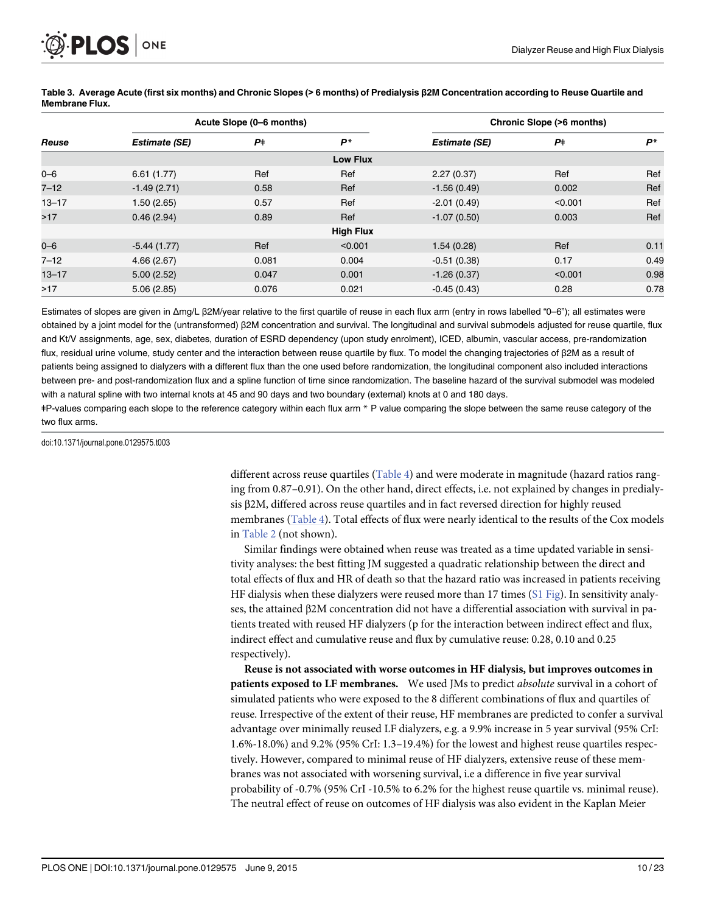**Table 3. Average Acute (first six months) and Chronic Slopes (> 6 months) of Predialysis β2M Concentration according to Reuse Quartile and Membrane Flux.**

| | Acute Slope (0–6 months) | | | Chronic Slope (>6 months) | | |
|---|---|---|---|---|---|---|
| *Reuse* | *Estimate (SE)* | *P*ǂ | *P** | *Estimate (SE)* | *P*ǂ | *P** |
| **Low Flux** | | | | | | |
| 0–6 | 6.61 (1.77) | Ref | Ref | 2.27 (0.37) | Ref | Ref |
| 7–12 | -1.49 (2.71) | 0.58 | Ref | -1.56 (0.49) | 0.002 | Ref |
| 13–17 | 1.50 (2.65) | 0.57 | Ref | -2.01 (0.49) | <0.001 | Ref |
| >17 | 0.46 (2.94) | 0.89 | Ref | -1.07 (0.50) | 0.003 | Ref |
| **High Flux** | | | | | | |
| 0–6 | -5.44 (1.77) | Ref | <0.001 | 1.54 (0.28) | Ref | 0.11 |
| 7–12 | 4.66 (2.67) | 0.081 | 0.004 | -0.51 (0.38) | 0.17 | 0.49 |
| 13–17 | 5.00 (2.52) | 0.047 | 0.001 | -1.26 (0.37) | <0.001 | 0.98 |
| >17 | 5.06 (2.85) | 0.076 | 0.021 | -0.45 (0.43) | 0.28 | 0.78 |

Estimates of slopes are given in Δmg/L β2M/year relative to the first quartile of reuse in each flux arm (entry in rows labelled "0–6"); all estimates were obtained by a joint model for the (untransformed) β2M concentration and survival. The longitudinal and survival submodels adjusted for reuse quartile, flux and Kt/V assignments, age, sex, diabetes, duration of ESRD dependency (upon study enrolment), ICED, albumin, vascular access, pre-randomization flux, residual urine volume, study center and the interaction between reuse quartile by flux. To model the changing trajectories of β2M as a result of patients being assigned to dialyzers with a different flux than the one used before randomization, the longitudinal component also included interactions between pre- and post-randomization flux and a spline function of time since randomization. The baseline hazard of the survival submodel was modeled with a natural spline with two internal knots at 45 and 90 days and two boundary (external) knots at 0 and 180 days.

ǂP-values comparing each slope to the reference category within each flux arm * P value comparing the slope between the same reuse category of the two flux arms.

doi:10.1371/journal.pone.0129575.t003

different across reuse quartiles (Table 4) and were moderate in magnitude (hazard ratios ranging from 0.87–0.91). On the other hand, direct effects, i.e. not explained by changes in predialysis β2M, differed across reuse quartiles and in fact reversed direction for highly reused membranes (Table 4). Total effects of flux were nearly identical to the results of the Cox models in Table 2 (not shown).

Similar findings were obtained when reuse was treated as a time updated variable in sensitivity analyses: the best fitting JM suggested a quadratic relationship between the direct and total effects of flux and HR of death so that the hazard ratio was increased in patients receiving HF dialysis when these dialyzers were reused more than 17 times (S1 Fig). In sensitivity analyses, the attained β2M concentration did not have a differential association with survival in patients treated with reused HF dialyzers (p for the interaction between indirect effect and flux, indirect effect and cumulative reuse and flux by cumulative reuse: 0.28, 0.10 and 0.25 respectively).

**Reuse is not associated with worse outcomes in HF dialysis, but improves outcomes in patients exposed to LF membranes.** We used JMs to predict *absolute* survival in a cohort of simulated patients who were exposed to the 8 different combinations of flux and quartiles of reuse. Irrespective of the extent of their reuse, HF membranes are predicted to confer a survival advantage over minimally reused LF dialyzers, e.g. a 9.9% increase in 5 year survival (95% CrI: 1.6%-18.0%) and 9.2% (95% CrI: 1.3–19.4%) for the lowest and highest reuse quartiles respectively. However, compared to minimal reuse of HF dialyzers, extensive reuse of these membranes was not associated with worsening survival, i.e a difference in five year survival probability of -0.7% (95% CrI -10.5% to 6.2% for the highest reuse quartile vs. minimal reuse). The neutral effect of reuse on outcomes of HF dialysis was also evident in the Kaplan Meier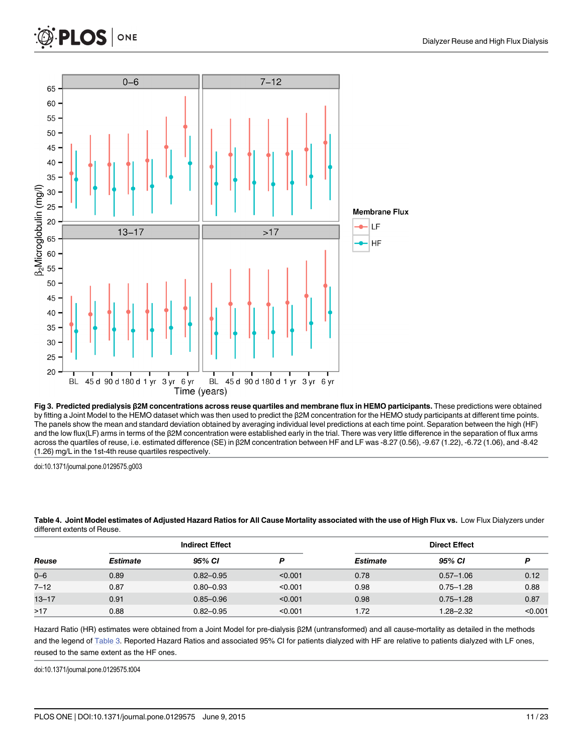**Fig 3. Predicted predialysis β2M concentrations across reuse quartiles and membrane flux in HEMO participants.** These predictions were obtained by fitting a Joint Model to the HEMO dataset which was then used to predict the β2M concentration for the HEMO study participants at different time points. The panels show the mean and standard deviation obtained by averaging individual level predictions at each time point. Separation between the high (HF) and the low flux(LF) arms in terms of the β2M concentration were established early in the trial. There was very little difference in the separation of flux arms across the quartiles of reuse, i.e. estimated difference (SE) in β2M concentration between HF and LF was -8.27 (0.56), -9.67 (1.22), -6.72 (1.06), and -8.42 (1.26) mg/L in the 1st-4th reuse quartiles respectively.

doi:10.1371/journal.pone.0129575.g003

**Table 4. Joint Model estimates of Adjusted Hazard Ratios for All Cause Mortality associated with the use of High Flux vs.** Low Flux Dialyzers under different extents of Reuse.

| | Indirect Effect | | | Direct Effect | | |
|---|---|---|---|---|---|---|
| *Reuse* | *Estimate* | *95% CI* | *P* | *Estimate* | *95% CI* | *P* |
| 0–6 | 0.89 | 0.82–0.95 | <0.001 | 0.78 | 0.57–1.06 | 0.12 |
| 7–12 | 0.87 | 0.80–0.93 | <0.001 | 0.98 | 0.75–1.28 | 0.88 |
| 13–17 | 0.91 | 0.85–0.96 | <0.001 | 0.98 | 0.75–1.28 | 0.87 |
| >17 | 0.88 | 0.82–0.95 | <0.001 | 1.72 | 1.28–2.32 | <0.001 |

Hazard Ratio (HR) estimates were obtained from a Joint Model for pre-dialysis β2M (untransformed) and all cause-mortality as detailed in the methods and the legend of Table 3. Reported Hazard Ratios and associated 95% CI for patients dialyzed with HF are relative to patients dialyzed with LF ones, reused to the same extent as the HF ones.

doi:10.1371/journal.pone.0129575.t004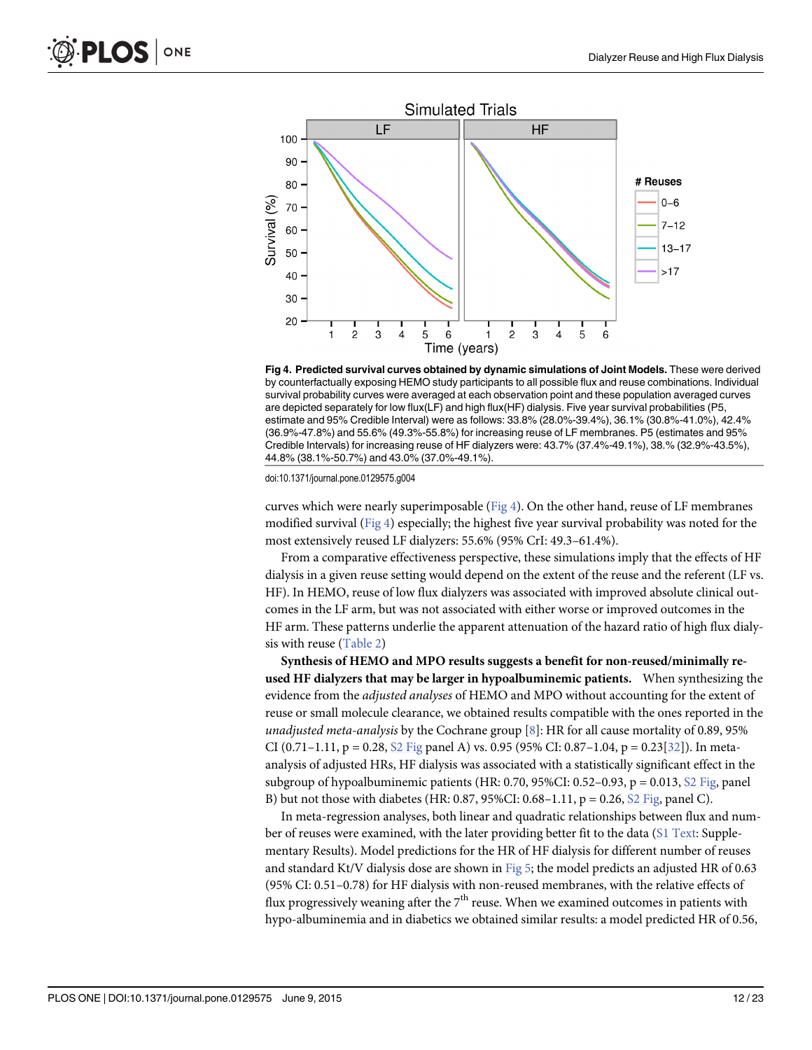**Fig 4. Predicted survival curves obtained by dynamic simulations of Joint Models.** These were derived by counterfactually exposing HEMO study participants to all possible flux and reuse combinations. Individual survival probability curves were averaged at each observation point and these population averaged curves are depicted separately for low flux(LF) and high flux(HF) dialysis. Five year survival probabilities (P5, estimate and 95% Credible Interval) were as follows: 33.8% (28.0%-39.4%), 36.1% (30.8%-41.0%), 42.4% (36.9%-47.8%) and 55.6% (49.3%-55.8%) for increasing reuse of LF membranes. P5 (estimates and 95% Credible Intervals) for increasing reuse of HF dialyzers were: 43.7% (37.4%-49.1%), 38.% (32.9%-43.5%), 44.8% (38.1%-50.7%) and 43.0% (37.0%-49.1%).

doi:10.1371/journal.pone.0129575.g004

curves which were nearly superimposable (Fig 4). On the other hand, reuse of LF membranes modified survival (Fig 4) especially; the highest five year survival probability was noted for the most extensively reused LF dialyzers: 55.6% (95% CrI: 49.3–61.4%).

From a comparative effectiveness perspective, these simulations imply that the effects of HF dialysis in a given reuse setting would depend on the extent of the reuse and the referent (LF vs. HF). In HEMO, reuse of low flux dialyzers was associated with improved absolute clinical outcomes in the LF arm, but was not associated with either worse or improved outcomes in the HF arm. These patterns underlie the apparent attenuation of the hazard ratio of high flux dialysis with reuse (Table 2)

**Synthesis of HEMO and MPO results suggests a benefit for non-reused/minimally reused HF dialyzers that may be larger in hypoalbuminemic patients.** When synthesizing the evidence from the *adjusted analyses* of HEMO and MPO without accounting for the extent of reuse or small molecule clearance, we obtained results compatible with the ones reported in the *unadjusted meta-analysis* by the Cochrane group [8]: HR for all cause mortality of 0.89, 95% CI (0.71–1.11, p = 0.28, S2 Fig panel A) vs. 0.95 (95% CI: 0.87–1.04, p = 0.23[32]). In meta-analysis of adjusted HRs, HF dialysis was associated with a statistically significant effect in the subgroup of hypoalbuminemic patients (HR: 0.70, 95%CI: 0.52–0.93, p = 0.013, S2 Fig, panel B) but not those with diabetes (HR: 0.87, 95%CI: 0.68–1.11, p = 0.26, S2 Fig, panel C).

In meta-regression analyses, both linear and quadratic relationships between flux and number of reuses were examined, with the later providing better fit to the data (S1 Text: Supplementary Results). Model predictions for the HR of HF dialysis for different number of reuses and standard Kt/V dialysis dose are shown in Fig 5; the model predicts an adjusted HR of 0.63 (95% CI: 0.51–0.78) for HF dialysis with non-reused membranes, with the relative effects of flux progressively weaning after the 7$^{th}$ reuse. When we examined outcomes in patients with hypo-albuminemia and in diabetics we obtained similar results: a model predicted HR of 0.56,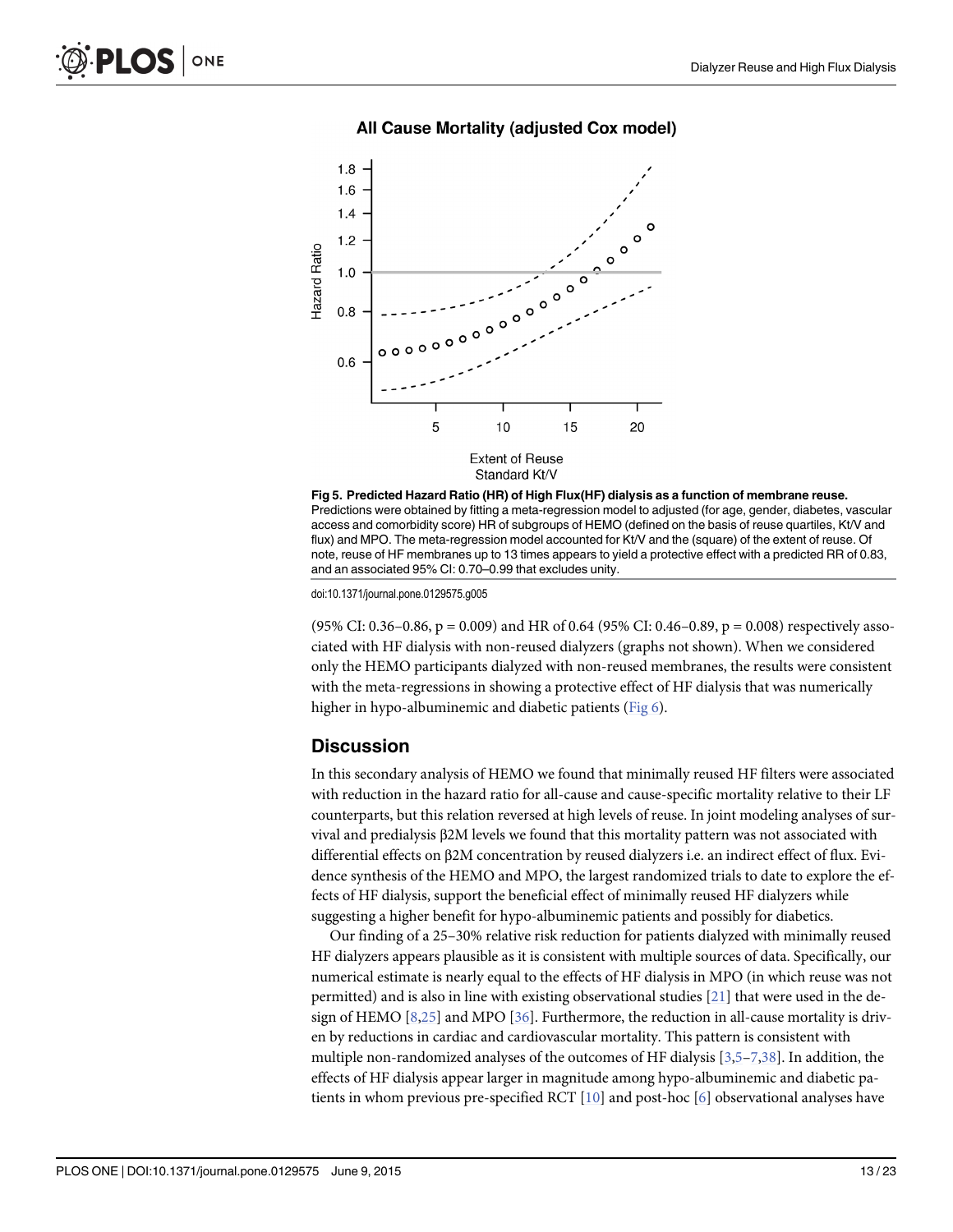Fig 5. Predicted Hazard Ratio (HR) of High Flux(HF) dialysis as a function of membrane reuse. Predictions were obtained by fitting a meta-regression model to adjusted (for age, gender, diabetes, vascular access and comorbidity score) HR of subgroups of HEMO (defined on the basis of reuse quartiles, Kt/V and flux) and MPO. The meta-regression model accounted for Kt/V and the (square) of the extent of reuse. Of note, reuse of HF membranes up to 13 times appears to yield a protective effect with a predicted RR of 0.83, and an associated 95% CI: 0.70–0.99 that excludes unity.

doi:10.1371/journal.pone.0129575.g005

(95% CI: 0.36–0.86, p = 0.009) and HR of 0.64 (95% CI: 0.46–0.89, p = 0.008) respectively associated with HF dialysis with non-reused dialyzers (graphs not shown). When we considered only the HEMO participants dialyzed with non-reused membranes, the results were consistent with the meta-regressions in showing a protective effect of HF dialysis that was numerically higher in hypo-albuminemic and diabetic patients (Fig 6).

## Discussion

In this secondary analysis of HEMO we found that minimally reused HF filters were associated with reduction in the hazard ratio for all-cause and cause-specific mortality relative to their LF counterparts, but this relation reversed at high levels of reuse. In joint modeling analyses of survival and predialysis β2M levels we found that this mortality pattern was not associated with differential effects on β2M concentration by reused dialyzers i.e. an indirect effect of flux. Evidence synthesis of the HEMO and MPO, the largest randomized trials to date to explore the effects of HF dialysis, support the beneficial effect of minimally reused HF dialyzers while suggesting a higher benefit for hypo-albuminemic patients and possibly for diabetics.

Our finding of a 25–30% relative risk reduction for patients dialyzed with minimally reused HF dialyzers appears plausible as it is consistent with multiple sources of data. Specifically, our numerical estimate is nearly equal to the effects of HF dialysis in MPO (in which reuse was not permitted) and is also in line with existing observational studies [21] that were used in the design of HEMO [8,25] and MPO [36]. Furthermore, the reduction in all-cause mortality is driven by reductions in cardiac and cardiovascular mortality. This pattern is consistent with multiple non-randomized analyses of the outcomes of HF dialysis [3,5–7,38]. In addition, the effects of HF dialysis appear larger in magnitude among hypo-albuminemic and diabetic patients in whom previous pre-specified RCT [10] and post-hoc [6] observational analyses have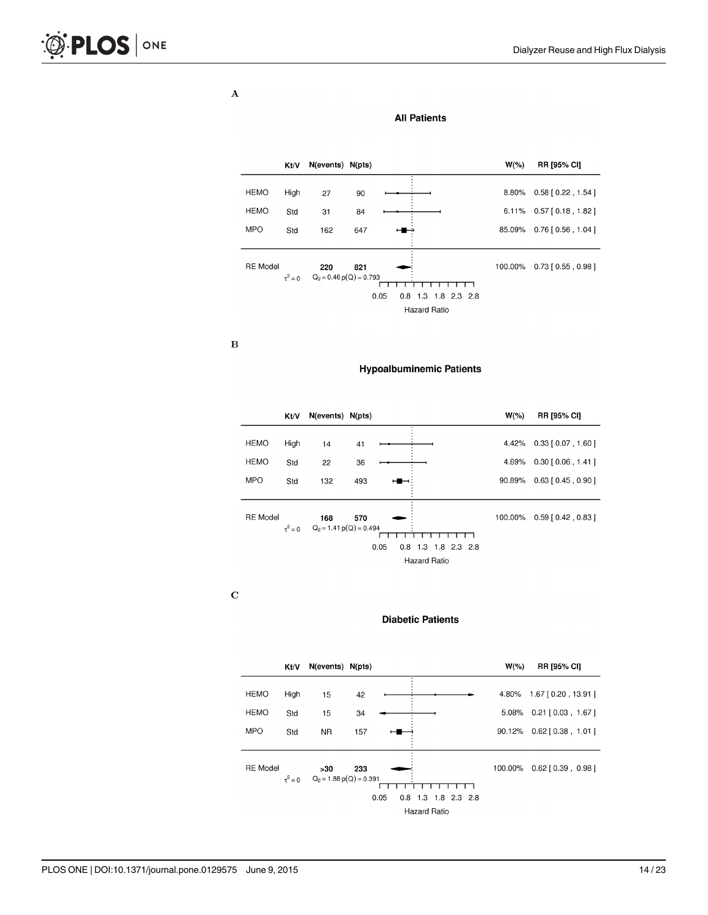**A**

### All Patients

| | Kt/V | N(events) | N(pts) | W(%) | RR [95% CI] |
|---|---|---|---|---|---|
| HEMO | High | 27 | 90 | 8.80% | 0.58 [ 0.22 , 1.54 ] |
| HEMO | Std | 31 | 84 | 6.11% | 0.57 [ 0.18 , 1.82 ] |
| MPO | Std | 162 | 647 | 85.09% | 0.76 [ 0.56 , 1.04 ] |
| RE Model ($\tau^2 = 0$) | | 220 | 821 | 100.00% | 0.73 [ 0.55 , 0.98 ] |

$Q_2 = 0.46$ $p(Q) = 0.793$

Hazard Ratio (axis: 0.05, 0.8, 1.3, 1.8, 2.3, 2.8)

**B**

### Hypoalbuminemic Patients

| | Kt/V | N(events) | N(pts) | W(%) | RR [95% CI] |
|---|---|---|---|---|---|
| HEMO | High | 14 | 41 | 4.42% | 0.33 [ 0.07 , 1.60 ] |
| HEMO | Std | 22 | 36 | 4.69% | 0.30 [ 0.06 , 1.41 ] |
| MPO | Std | 132 | 493 | 90.89% | 0.63 [ 0.45 , 0.90 ] |
| RE Model ($\tau^2 = 0$) | | 168 | 570 | 100.00% | 0.59 [ 0.42 , 0.83 ] |

$Q_2 = 1.41$ $p(Q) = 0.494$

Hazard Ratio (axis: 0.05, 0.8, 1.3, 1.8, 2.3, 2.8)

**C**

### Diabetic Patients

| | Kt/V | N(events) | N(pts) | W(%) | RR [95% CI] |
|---|---|---|---|---|---|
| HEMO | High | 15 | 42 | 4.80% | 1.67 [ 0.20 , 13.91 ] |
| HEMO | Std | 15 | 34 | 5.08% | 0.21 [ 0.03 , 1.67 ] |
| MPO | Std | NR | 157 | 90.12% | 0.62 [ 0.38 , 1.01 ] |
| RE Model ($\tau^2 = 0$) | | >30 | 233 | 100.00% | 0.62 [ 0.39 , 0.98 ] |

$Q_2 = 1.88$ $p(Q) = 0.391$

Hazard Ratio (axis: 0.05, 0.8, 1.3, 1.8, 2.3, 2.8)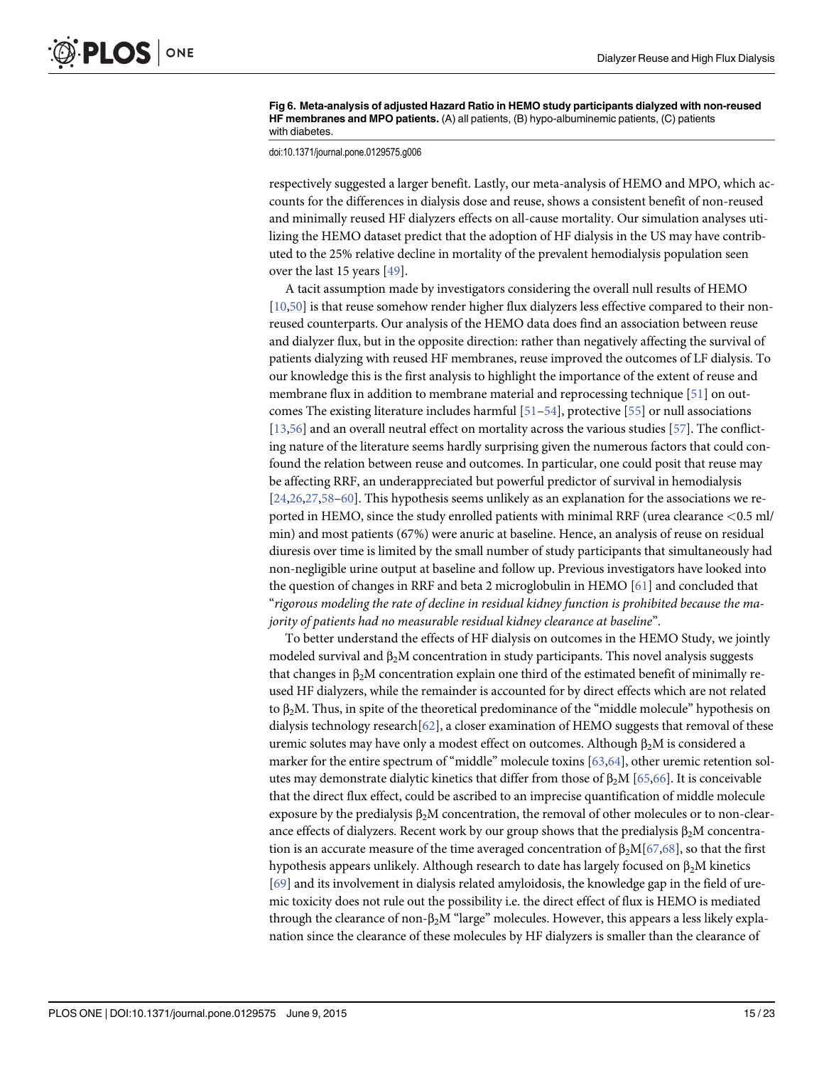**Fig 6. Meta-analysis of adjusted Hazard Ratio in HEMO study participants dialyzed with non-reused HF membranes and MPO patients.** (A) all patients, (B) hypo-albuminemic patients, (C) patients with diabetes.

doi:10.1371/journal.pone.0129575.g006

respectively suggested a larger benefit. Lastly, our meta-analysis of HEMO and MPO, which accounts for the differences in dialysis dose and reuse, shows a consistent benefit of non-reused and minimally reused HF dialyzers effects on all-cause mortality. Our simulation analyses utilizing the HEMO dataset predict that the adoption of HF dialysis in the US may have contributed to the 25% relative decline in mortality of the prevalent hemodialysis population seen over the last 15 years [49].

A tacit assumption made by investigators considering the overall null results of HEMO [10,50] is that reuse somehow render higher flux dialyzers less effective compared to their non-reused counterparts. Our analysis of the HEMO data does find an association between reuse and dialyzer flux, but in the opposite direction: rather than negatively affecting the survival of patients dialyzing with reused HF membranes, reuse improved the outcomes of LF dialysis. To our knowledge this is the first analysis to highlight the importance of the extent of reuse and membrane flux in addition to membrane material and reprocessing technique [51] on outcomes The existing literature includes harmful [51–54], protective [55] or null associations [13,56] and an overall neutral effect on mortality across the various studies [57]. The conflicting nature of the literature seems hardly surprising given the numerous factors that could confound the relation between reuse and outcomes. In particular, one could posit that reuse may be affecting RRF, an underappreciated but powerful predictor of survival in hemodialysis [24,26,27,58–60]. This hypothesis seems unlikely as an explanation for the associations we reported in HEMO, since the study enrolled patients with minimal RRF (urea clearance <0.5 ml/min) and most patients (67%) were anuric at baseline. Hence, an analysis of reuse on residual diuresis over time is limited by the small number of study participants that simultaneously had non-negligible urine output at baseline and follow up. Previous investigators have looked into the question of changes in RRF and beta 2 microglobulin in HEMO [61] and concluded that "*rigorous modeling the rate of decline in residual kidney function is prohibited because the majority of patients had no measurable residual kidney clearance at baseline*".

To better understand the effects of HF dialysis on outcomes in the HEMO Study, we jointly modeled survival and $\beta_2$M concentration in study participants. This novel analysis suggests that changes in $\beta_2$M concentration explain one third of the estimated benefit of minimally reused HF dialyzers, while the remainder is accounted for by direct effects which are not related to $\beta_2$M. Thus, in spite of the theoretical predominance of the "middle molecule" hypothesis on dialysis technology research[62], a closer examination of HEMO suggests that removal of these uremic solutes may have only a modest effect on outcomes. Although $\beta_2$M is considered a marker for the entire spectrum of "middle" molecule toxins [63,64], other uremic retention solutes may demonstrate dialytic kinetics that differ from those of $\beta_2$M [65,66]. It is conceivable that the direct flux effect, could be ascribed to an imprecise quantification of middle molecule exposure by the predialysis $\beta_2$M concentration, the removal of other molecules or to non-clearance effects of dialyzers. Recent work by our group shows that the predialysis $\beta_2$M concentration is an accurate measure of the time averaged concentration of $\beta_2$M[67,68], so that the first hypothesis appears unlikely. Although research to date has largely focused on $\beta_2$M kinetics [69] and its involvement in dialysis related amyloidosis, the knowledge gap in the field of uremic toxicity does not rule out the possibility i.e. the direct effect of flux is HEMO is mediated through the clearance of non-$\beta_2$M "large" molecules. However, this appears a less likely explanation since the clearance of these molecules by HF dialyzers is smaller than the clearance of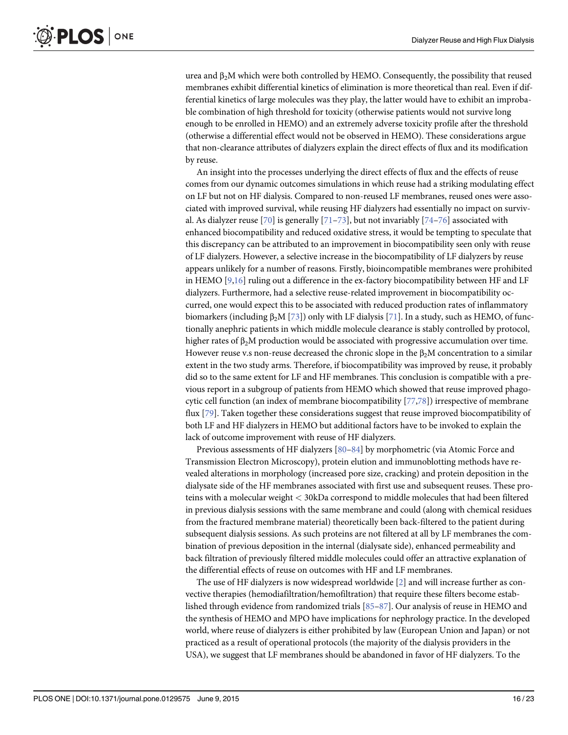urea and $\beta_2$M which were both controlled by HEMO. Consequently, the possibility that reused membranes exhibit differential kinetics of elimination is more theoretical than real. Even if differential kinetics of large molecules was they play, the latter would have to exhibit an improbable combination of high threshold for toxicity (otherwise patients would not survive long enough to be enrolled in HEMO) and an extremely adverse toxicity profile after the threshold (otherwise a differential effect would not be observed in HEMO). These considerations argue that non-clearance attributes of dialyzers explain the direct effects of flux and its modification by reuse.

An insight into the processes underlying the direct effects of flux and the effects of reuse comes from our dynamic outcomes simulations in which reuse had a striking modulating effect on LF but not on HF dialysis. Compared to non-reused LF membranes, reused ones were associated with improved survival, while reusing HF dialyzers had essentially no impact on survival. As dialyzer reuse [70] is generally [71–73], but not invariably [74–76] associated with enhanced biocompatibility and reduced oxidative stress, it would be tempting to speculate that this discrepancy can be attributed to an improvement in biocompatibility seen only with reuse of LF dialyzers. However, a selective increase in the biocompatibility of LF dialyzers by reuse appears unlikely for a number of reasons. Firstly, bioincompatible membranes were prohibited in HEMO [9,16] ruling out a difference in the ex-factory biocompatibility between HF and LF dialyzers. Furthermore, had a selective reuse-related improvement in biocompatibility occurred, one would expect this to be associated with reduced production rates of inflammatory biomarkers (including $\beta_2$M [73]) only with LF dialysis [71]. In a study, such as HEMO, of functionally anephric patients in which middle molecule clearance is stably controlled by protocol, higher rates of $\beta_2$M production would be associated with progressive accumulation over time. However reuse v.s non-reuse decreased the chronic slope in the $\beta_2$M concentration to a similar extent in the two study arms. Therefore, if biocompatibility was improved by reuse, it probably did so to the same extent for LF and HF membranes. This conclusion is compatible with a previous report in a subgroup of patients from HEMO which showed that reuse improved phagocytic cell function (an index of membrane biocompatibility [77,78]) irrespective of membrane flux [79]. Taken together these considerations suggest that reuse improved biocompatibility of both LF and HF dialyzers in HEMO but additional factors have to be invoked to explain the lack of outcome improvement with reuse of HF dialyzers.

Previous assessments of HF dialyzers [80–84] by morphometric (via Atomic Force and Transmission Electron Microscopy), protein elution and immunoblotting methods have revealed alterations in morphology (increased pore size, cracking) and protein deposition in the dialysate side of the HF membranes associated with first use and subsequent reuses. These proteins with a molecular weight < 30kDa correspond to middle molecules that had been filtered in previous dialysis sessions with the same membrane and could (along with chemical residues from the fractured membrane material) theoretically been back-filtered to the patient during subsequent dialysis sessions. As such proteins are not filtered at all by LF membranes the combination of previous deposition in the internal (dialysate side), enhanced permeability and back filtration of previously filtered middle molecules could offer an attractive explanation of the differential effects of reuse on outcomes with HF and LF membranes.

The use of HF dialyzers is now widespread worldwide [2] and will increase further as convective therapies (hemodiafiltration/hemofiltration) that require these filters become established through evidence from randomized trials [85–87]. Our analysis of reuse in HEMO and the synthesis of HEMO and MPO have implications for nephrology practice. In the developed world, where reuse of dialyzers is either prohibited by law (European Union and Japan) or not practiced as a result of operational protocols (the majority of the dialysis providers in the USA), we suggest that LF membranes should be abandoned in favor of HF dialyzers. To the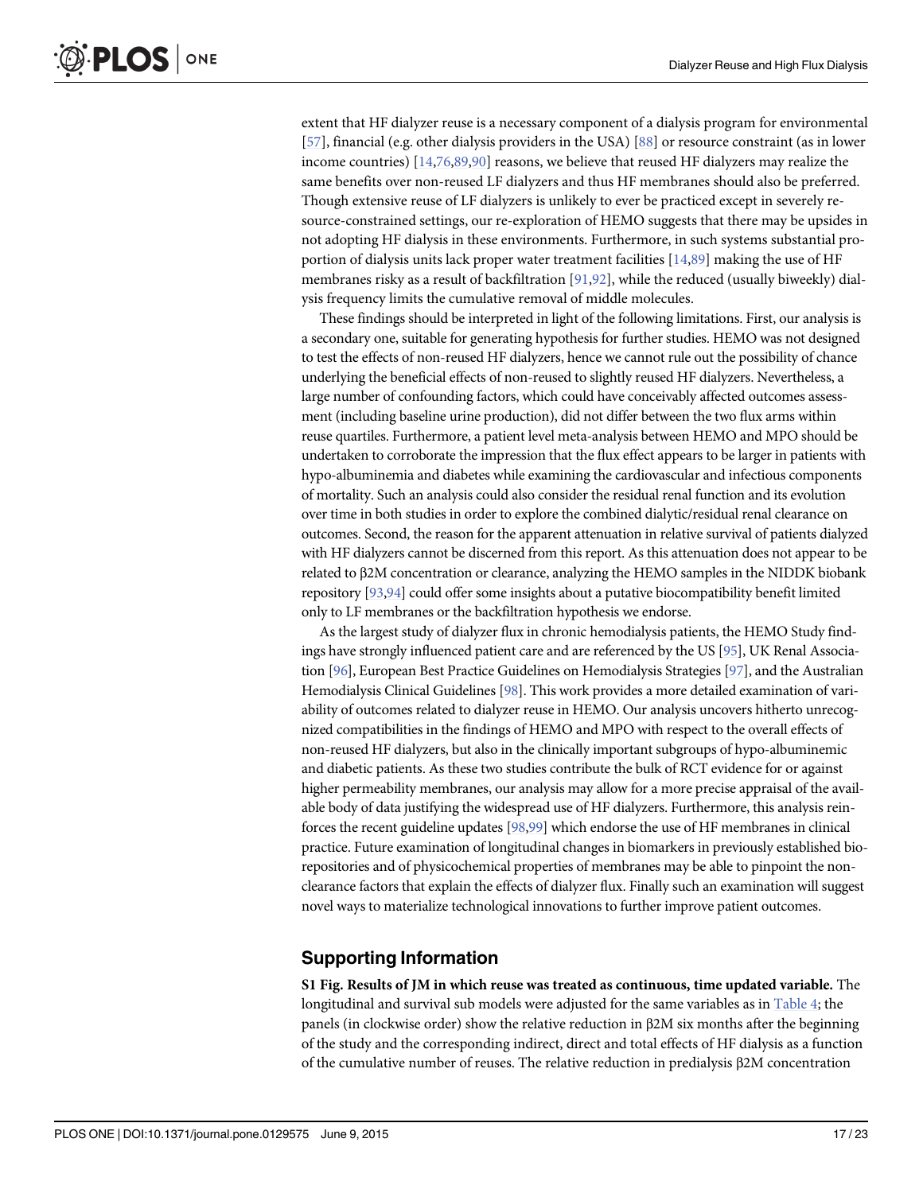extent that HF dialyzer reuse is a necessary component of a dialysis program for environmental [57], financial (e.g. other dialysis providers in the USA) [88] or resource constraint (as in lower income countries) [14,76,89,90] reasons, we believe that reused HF dialyzers may realize the same benefits over non-reused LF dialyzers and thus HF membranes should also be preferred. Though extensive reuse of LF dialyzers is unlikely to ever be practiced except in severely resource-constrained settings, our re-exploration of HEMO suggests that there may be upsides in not adopting HF dialysis in these environments. Furthermore, in such systems substantial proportion of dialysis units lack proper water treatment facilities [14,89] making the use of HF membranes risky as a result of backfiltration [91,92], while the reduced (usually biweekly) dialysis frequency limits the cumulative removal of middle molecules.

These findings should be interpreted in light of the following limitations. First, our analysis is a secondary one, suitable for generating hypothesis for further studies. HEMO was not designed to test the effects of non-reused HF dialyzers, hence we cannot rule out the possibility of chance underlying the beneficial effects of non-reused to slightly reused HF dialyzers. Nevertheless, a large number of confounding factors, which could have conceivably affected outcomes assessment (including baseline urine production), did not differ between the two flux arms within reuse quartiles. Furthermore, a patient level meta-analysis between HEMO and MPO should be undertaken to corroborate the impression that the flux effect appears to be larger in patients with hypo-albuminemia and diabetes while examining the cardiovascular and infectious components of mortality. Such an analysis could also consider the residual renal function and its evolution over time in both studies in order to explore the combined dialytic/residual renal clearance on outcomes. Second, the reason for the apparent attenuation in relative survival of patients dialyzed with HF dialyzers cannot be discerned from this report. As this attenuation does not appear to be related to β2M concentration or clearance, analyzing the HEMO samples in the NIDDK biobank repository [93,94] could offer some insights about a putative biocompatibility benefit limited only to LF membranes or the backfiltration hypothesis we endorse.

As the largest study of dialyzer flux in chronic hemodialysis patients, the HEMO Study findings have strongly influenced patient care and are referenced by the US [95], UK Renal Association [96], European Best Practice Guidelines on Hemodialysis Strategies [97], and the Australian Hemodialysis Clinical Guidelines [98]. This work provides a more detailed examination of variability of outcomes related to dialyzer reuse in HEMO. Our analysis uncovers hitherto unrecognized compatibilities in the findings of HEMO and MPO with respect to the overall effects of non-reused HF dialyzers, but also in the clinically important subgroups of hypo-albuminemic and diabetic patients. As these two studies contribute the bulk of RCT evidence for or against higher permeability membranes, our analysis may allow for a more precise appraisal of the available body of data justifying the widespread use of HF dialyzers. Furthermore, this analysis reinforces the recent guideline updates [98,99] which endorse the use of HF membranes in clinical practice. Future examination of longitudinal changes in biomarkers in previously established biorepositories and of physicochemical properties of membranes may be able to pinpoint the non-clearance factors that explain the effects of dialyzer flux. Finally such an examination will suggest novel ways to materialize technological innovations to further improve patient outcomes.

## Supporting Information

**S1 Fig. Results of JM in which reuse was treated as continuous, time updated variable.** The longitudinal and survival sub models were adjusted for the same variables as in Table 4; the panels (in clockwise order) show the relative reduction in β2M six months after the beginning of the study and the corresponding indirect, direct and total effects of HF dialysis as a function of the cumulative number of reuses. The relative reduction in predialysis β2M concentration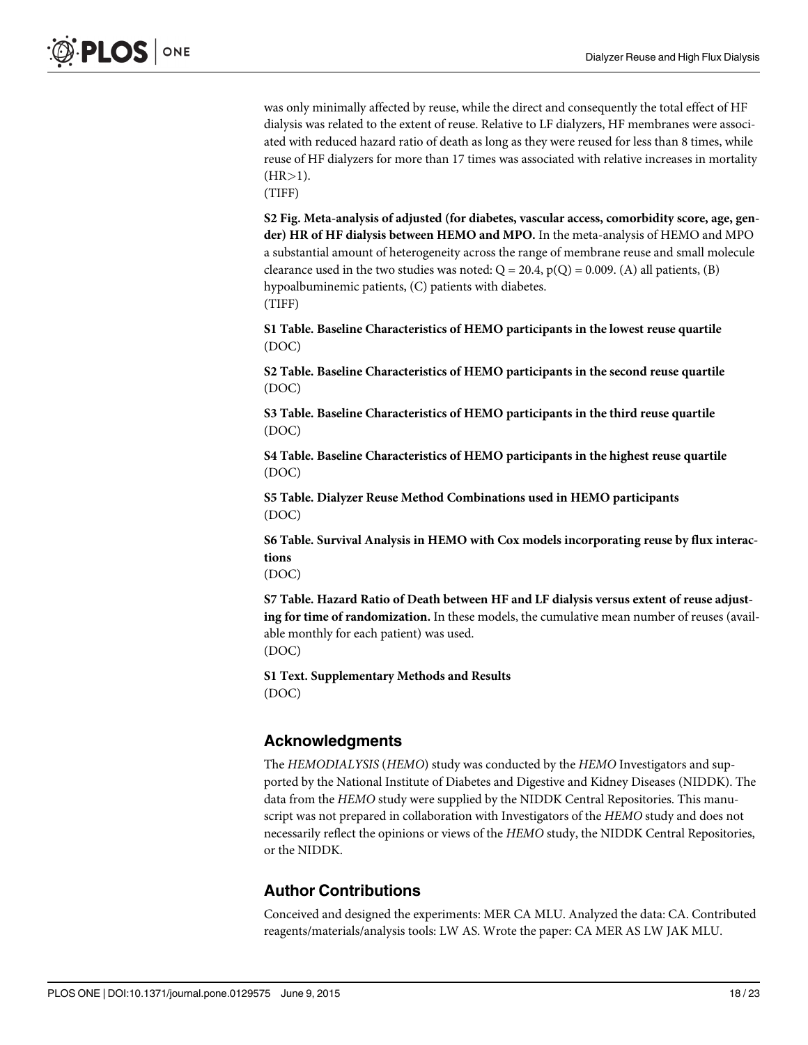was only minimally affected by reuse, while the direct and consequently the total effect of HF dialysis was related to the extent of reuse. Relative to LF dialyzers, HF membranes were associated with reduced hazard ratio of death as long as they were reused for less than 8 times, while reuse of HF dialyzers for more than 17 times was associated with relative increases in mortality (HR>1).
(TIFF)

**S2 Fig. Meta-analysis of adjusted (for diabetes, vascular access, comorbidity score, age, gender) HR of HF dialysis between HEMO and MPO.** In the meta-analysis of HEMO and MPO a substantial amount of heterogeneity across the range of membrane reuse and small molecule clearance used in the two studies was noted: $Q = 20.4$, $p(Q) = 0.009$. (A) all patients, (B) hypoalbuminemic patients, (C) patients with diabetes.
(TIFF)

**S1 Table. Baseline Characteristics of HEMO participants in the lowest reuse quartile**
(DOC)

**S2 Table. Baseline Characteristics of HEMO participants in the second reuse quartile**
(DOC)

**S3 Table. Baseline Characteristics of HEMO participants in the third reuse quartile**
(DOC)

**S4 Table. Baseline Characteristics of HEMO participants in the highest reuse quartile**
(DOC)

**S5 Table. Dialyzer Reuse Method Combinations used in HEMO participants**
(DOC)

**S6 Table. Survival Analysis in HEMO with Cox models incorporating reuse by flux interactions**
(DOC)

**S7 Table. Hazard Ratio of Death between HF and LF dialysis versus extent of reuse adjusting for time of randomization.** In these models, the cumulative mean number of reuses (available monthly for each patient) was used.
(DOC)

**S1 Text. Supplementary Methods and Results**
(DOC)

## Acknowledgments

The *HEMODIALYSIS* (*HEMO*) study was conducted by the *HEMO* Investigators and supported by the National Institute of Diabetes and Digestive and Kidney Diseases (NIDDK). The data from the *HEMO* study were supplied by the NIDDK Central Repositories. This manuscript was not prepared in collaboration with Investigators of the *HEMO* study and does not necessarily reflect the opinions or views of the *HEMO* study, the NIDDK Central Repositories, or the NIDDK.

## Author Contributions

Conceived and designed the experiments: MER CA MLU. Analyzed the data: CA. Contributed reagents/materials/analysis tools: LW AS. Wrote the paper: CA MER AS LW JAK MLU.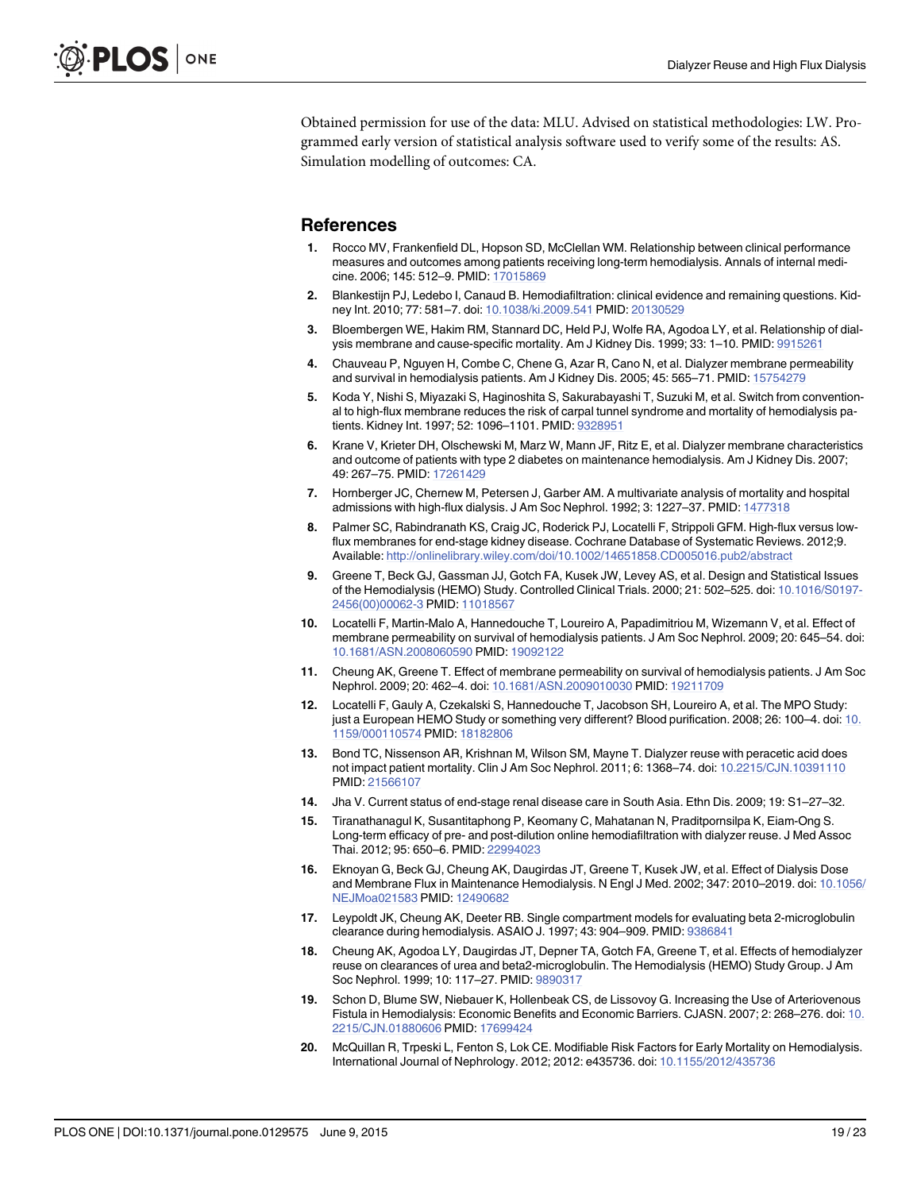Obtained permission for use of the data: MLU. Advised on statistical methodologies: LW. Programmed early version of statistical analysis software used to verify some of the results: AS. Simulation modelling of outcomes: CA.

## References

1. Rocco MV, Frankenfield DL, Hopson SD, McClellan WM. Relationship between clinical performance measures and outcomes among patients receiving long-term hemodialysis. Annals of internal medicine. 2006; 145: 512–9. PMID: 17015869
2. Blankestijn PJ, Ledebo I, Canaud B. Hemodiafiltration: clinical evidence and remaining questions. Kidney Int. 2010; 77: 581–7. doi: 10.1038/ki.2009.541 PMID: 20130529
3. Bloembergen WE, Hakim RM, Stannard DC, Held PJ, Wolfe RA, Agodoa LY, et al. Relationship of dialysis membrane and cause-specific mortality. Am J Kidney Dis. 1999; 33: 1–10. PMID: 9915261
4. Chauveau P, Nguyen H, Combe C, Chene G, Azar R, Cano N, et al. Dialyzer membrane permeability and survival in hemodialysis patients. Am J Kidney Dis. 2005; 45: 565–71. PMID: 15754279
5. Koda Y, Nishi S, Miyazaki S, Haginoshita S, Sakurabayashi T, Suzuki M, et al. Switch from conventional to high-flux membrane reduces the risk of carpal tunnel syndrome and mortality of hemodialysis patients. Kidney Int. 1997; 52: 1096–1101. PMID: 9328951
6. Krane V, Krieter DH, Olschewski M, Marz W, Mann JF, Ritz E, et al. Dialyzer membrane characteristics and outcome of patients with type 2 diabetes on maintenance hemodialysis. Am J Kidney Dis. 2007; 49: 267–75. PMID: 17261429
7. Hornberger JC, Chernew M, Petersen J, Garber AM. A multivariate analysis of mortality and hospital admissions with high-flux dialysis. J Am Soc Nephrol. 1992; 3: 1227–37. PMID: 1477318
8. Palmer SC, Rabindranath KS, Craig JC, Roderick PJ, Locatelli F, Strippoli GFM. High-flux versus low-flux membranes for end-stage kidney disease. Cochrane Database of Systematic Reviews. 2012;9. Available: http://onlinelibrary.wiley.com/doi/10.1002/14651858.CD005016.pub2/abstract
9. Greene T, Beck GJ, Gassman JJ, Gotch FA, Kusek JW, Levey AS, et al. Design and Statistical Issues of the Hemodialysis (HEMO) Study. Controlled Clinical Trials. 2000; 21: 502–525. doi: 10.1016/S0197-2456(00)00062-3 PMID: 11018567
10. Locatelli F, Martin-Malo A, Hannedouche T, Loureiro A, Papadimitriou M, Wizemann V, et al. Effect of membrane permeability on survival of hemodialysis patients. J Am Soc Nephrol. 2009; 20: 645–54. doi: 10.1681/ASN.2008060590 PMID: 19092122
11. Cheung AK, Greene T. Effect of membrane permeability on survival of hemodialysis patients. J Am Soc Nephrol. 2009; 20: 462–4. doi: 10.1681/ASN.2009010030 PMID: 19211709
12. Locatelli F, Gauly A, Czekalski S, Hannedouche T, Jacobson SH, Loureiro A, et al. The MPO Study: just a European HEMO Study or something very different? Blood purification. 2008; 26: 100–4. doi: 10.1159/000110574 PMID: 18182806
13. Bond TC, Nissenson AR, Krishnan M, Wilson SM, Mayne T. Dialyzer reuse with peracetic acid does not impact patient mortality. Clin J Am Soc Nephrol. 2011; 6: 1368–74. doi: 10.2215/CJN.10391110 PMID: 21566107
14. Jha V. Current status of end-stage renal disease care in South Asia. Ethn Dis. 2009; 19: S1–27–32.
15. Tiranathanagul K, Susantitaphong P, Keomany C, Mahatanan N, Praditpornsilpa K, Eiam-Ong S. Long-term efficacy of pre- and post-dilution online hemodiafiltration with dialyzer reuse. J Med Assoc Thai. 2012; 95: 650–6. PMID: 22994023
16. Eknoyan G, Beck GJ, Cheung AK, Daugirdas JT, Greene T, Kusek JW, et al. Effect of Dialysis Dose and Membrane Flux in Maintenance Hemodialysis. N Engl J Med. 2002; 347: 2010–2019. doi: 10.1056/NEJMoa021583 PMID: 12490682
17. Leypoldt JK, Cheung AK, Deeter RB. Single compartment models for evaluating beta 2-microglobulin clearance during hemodialysis. ASAIO J. 1997; 43: 904–909. PMID: 9386841
18. Cheung AK, Agodoa LY, Daugirdas JT, Depner TA, Gotch FA, Greene T, et al. Effects of hemodialyzer reuse on clearances of urea and beta2-microglobulin. The Hemodialysis (HEMO) Study Group. J Am Soc Nephrol. 1999; 10: 117–27. PMID: 9890317
19. Schon D, Blume SW, Niebauer K, Hollenbeak CS, de Lissovoy G. Increasing the Use of Arteriovenous Fistula in Hemodialysis: Economic Benefits and Economic Barriers. CJASN. 2007; 2: 268–276. doi: 10.2215/CJN.01880606 PMID: 17699424
20. McQuillan R, Trpeski L, Fenton S, Lok CE. Modifiable Risk Factors for Early Mortality on Hemodialysis. International Journal of Nephrology. 2012; 2012: e435736. doi: 10.1155/2012/435736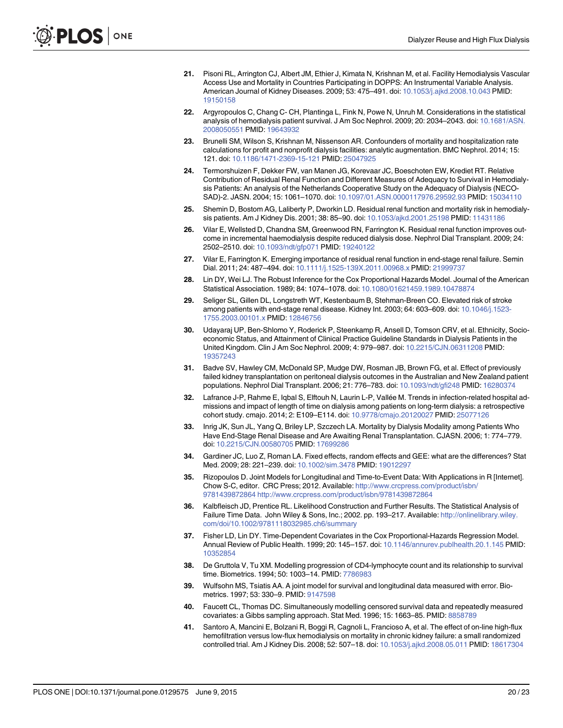21. Pisoni RL, Arrington CJ, Albert JM, Ethier J, Kimata N, Krishnan M, et al. Facility Hemodialysis Vascular Access Use and Mortality in Countries Participating in DOPPS: An Instrumental Variable Analysis. American Journal of Kidney Diseases. 2009; 53: 475–491. doi: 10.1053/j.ajkd.2008.10.043 PMID: 19150158

22. Argyropoulos C, Chang C- CH, Plantinga L, Fink N, Powe N, Unruh M. Considerations in the statistical analysis of hemodialysis patient survival. J Am Soc Nephrol. 2009; 20: 2034–2043. doi: 10.1681/ASN.2008050551 PMID: 19643932

23. Brunelli SM, Wilson S, Krishnan M, Nissenson AR. Confounders of mortality and hospitalization rate calculations for profit and nonprofit dialysis facilities: analytic augmentation. BMC Nephrol. 2014; 15: 121. doi: 10.1186/1471-2369-15-121 PMID: 25047925

24. Termorshuizen F, Dekker FW, van Manen JG, Korevaar JC, Boeschoten EW, Krediet RT. Relative Contribution of Residual Renal Function and Different Measures of Adequacy to Survival in Hemodialysis Patients: An analysis of the Netherlands Cooperative Study on the Adequacy of Dialysis (NECOSAD)-2. JASN. 2004; 15: 1061–1070. doi: 10.1097/01.ASN.0000117976.29592.93 PMID: 15034110

25. Shemin D, Bostom AG, Laliberty P, Dworkin LD. Residual renal function and mortality risk in hemodialysis patients. Am J Kidney Dis. 2001; 38: 85–90. doi: 10.1053/ajkd.2001.25198 PMID: 11431186

26. Vilar E, Wellsted D, Chandna SM, Greenwood RN, Farrington K. Residual renal function improves outcome in incremental haemodialysis despite reduced dialysis dose. Nephrol Dial Transplant. 2009; 24: 2502–2510. doi: 10.1093/ndt/gfp071 PMID: 19240122

27. Vilar E, Farrington K. Emerging importance of residual renal function in end-stage renal failure. Semin Dial. 2011; 24: 487–494. doi: 10.1111/j.1525-139X.2011.00968.x PMID: 21999737

28. Lin DY, Wei LJ. The Robust Inference for the Cox Proportional Hazards Model. Journal of the American Statistical Association. 1989; 84: 1074–1078. doi: 10.1080/01621459.1989.10478874

29. Seliger SL, Gillen DL, Longstreth WT, Kestenbaum B, Stehman-Breen CO. Elevated risk of stroke among patients with end-stage renal disease. Kidney Int. 2003; 64: 603–609. doi: 10.1046/j.1523-1755.2003.00101.x PMID: 12846756

30. Udayaraj UP, Ben-Shlomo Y, Roderick P, Steenkamp R, Ansell D, Tomson CRV, et al. Ethnicity, Socioeconomic Status, and Attainment of Clinical Practice Guideline Standards in Dialysis Patients in the United Kingdom. Clin J Am Soc Nephrol. 2009; 4: 979–987. doi: 10.2215/CJN.06311208 PMID: 19357243

31. Badve SV, Hawley CM, McDonald SP, Mudge DW, Rosman JB, Brown FG, et al. Effect of previously failed kidney transplantation on peritoneal dialysis outcomes in the Australian and New Zealand patient populations. Nephrol Dial Transplant. 2006; 21: 776–783. doi: 10.1093/ndt/gfi248 PMID: 16280374

32. Lafrance J-P, Rahme E, Iqbal S, Elftouh N, Laurin L-P, Vallée M. Trends in infection-related hospital admissions and impact of length of time on dialysis among patients on long-term dialysis: a retrospective cohort study. cmajo. 2014; 2: E109–E114. doi: 10.9778/cmajo.20120027 PMID: 25077126

33. Inrig JK, Sun JL, Yang Q, Briley LP, Szczech LA. Mortality by Dialysis Modality among Patients Who Have End-Stage Renal Disease and Are Awaiting Renal Transplantation. CJASN. 2006; 1: 774–779. doi: 10.2215/CJN.00580705 PMID: 17699286

34. Gardiner JC, Luo Z, Roman LA. Fixed effects, random effects and GEE: what are the differences? Stat Med. 2009; 28: 221–239. doi: 10.1002/sim.3478 PMID: 19012297

35. Rizopoulos D. Joint Models for Longitudinal and Time-to-Event Data: With Applications in R [Internet]. Chow S-C, editor. CRC Press; 2012. Available: http://www.crcpress.com/product/isbn/9781439872864 http://www.crcpress.com/product/isbn/9781439872864

36. Kalbfleisch JD, Prentice RL. Likelihood Construction and Further Results. The Statistical Analysis of Failure Time Data. John Wiley & Sons, Inc.; 2002. pp. 193–217. Available: http://onlinelibrary.wiley.com/doi/10.1002/9781118032985.ch6/summary

37. Fisher LD, Lin DY. Time-Dependent Covariates in the Cox Proportional-Hazards Regression Model. Annual Review of Public Health. 1999; 20: 145–157. doi: 10.1146/annurev.publhealth.20.1.145 PMID: 10352854

38. De Gruttola V, Tu XM. Modelling progression of CD4-lymphocyte count and its relationship to survival time. Biometrics. 1994; 50: 1003–14. PMID: 7786983

39. Wulfsohn MS, Tsiatis AA. A joint model for survival and longitudinal data measured with error. Biometrics. 1997; 53: 330–9. PMID: 9147598

40. Faucett CL, Thomas DC. Simultaneously modelling censored survival data and repeatedly measured covariates: a Gibbs sampling approach. Stat Med. 1996; 15: 1663–85. PMID: 8858789

41. Santoro A, Mancini E, Bolzani R, Boggi R, Cagnoli L, Francioso A, et al. The effect of on-line high-flux hemofiltration versus low-flux hemodialysis on mortality in chronic kidney failure: a small randomized controlled trial. Am J Kidney Dis. 2008; 52: 507–18. doi: 10.1053/j.ajkd.2008.05.011 PMID: 18617304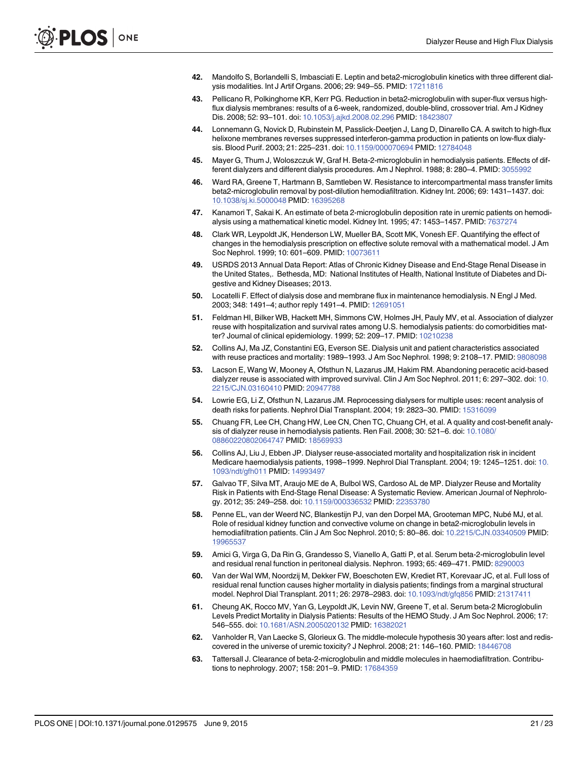42. Mandolfo S, Borlandelli S, Imbasciati E. Leptin and beta2-microglobulin kinetics with three different dialysis modalities. Int J Artif Organs. 2006; 29: 949–55. PMID: 17211816

43. Pellicano R, Polkinghorne KR, Kerr PG. Reduction in beta2-microglobulin with super-flux versus high-flux dialysis membranes: results of a 6-week, randomized, double-blind, crossover trial. Am J Kidney Dis. 2008; 52: 93–101. doi: 10.1053/j.ajkd.2008.02.296 PMID: 18423807

44. Lonnemann G, Novick D, Rubinstein M, Passlick-Deetjen J, Lang D, Dinarello CA. A switch to high-flux helixone membranes reverses suppressed interferon-gamma production in patients on low-flux dialysis. Blood Purif. 2003; 21: 225–231. doi: 10.1159/000070694 PMID: 12784048

45. Mayer G, Thum J, Woloszczuk W, Graf H. Beta-2-microglobulin in hemodialysis patients. Effects of different dialyzers and different dialysis procedures. Am J Nephrol. 1988; 8: 280–4. PMID: 3055992

46. Ward RA, Greene T, Hartmann B, Samtleben W. Resistance to intercompartmental mass transfer limits beta2-microglobulin removal by post-dilution hemodiafiltration. Kidney Int. 2006; 69: 1431–1437. doi: 10.1038/sj.ki.5000048 PMID: 16395268

47. Kanamori T, Sakai K. An estimate of beta 2-microglobulin deposition rate in uremic patients on hemodialysis using a mathematical kinetic model. Kidney Int. 1995; 47: 1453–1457. PMID: 7637274

48. Clark WR, Leypoldt JK, Henderson LW, Mueller BA, Scott MK, Vonesh EF. Quantifying the effect of changes in the hemodialysis prescription on effective solute removal with a mathematical model. J Am Soc Nephrol. 1999; 10: 601–609. PMID: 10073611

49. USRDS 2013 Annual Data Report: Atlas of Chronic Kidney Disease and End-Stage Renal Disease in the United States,. Bethesda, MD: National Institutes of Health, National Institute of Diabetes and Digestive and Kidney Diseases; 2013.

50. Locatelli F. Effect of dialysis dose and membrane flux in maintenance hemodialysis. N Engl J Med. 2003; 348: 1491–4; author reply 1491–4. PMID: 12691051

51. Feldman HI, Bilker WB, Hackett MH, Simmons CW, Holmes JH, Pauly MV, et al. Association of dialyzer reuse with hospitalization and survival rates among U.S. hemodialysis patients: do comorbidities matter? Journal of clinical epidemiology. 1999; 52: 209–17. PMID: 10210238

52. Collins AJ, Ma JZ, Constantini EG, Everson SE. Dialysis unit and patient characteristics associated with reuse practices and mortality: 1989–1993. J Am Soc Nephrol. 1998; 9: 2108–17. PMID: 9808098

53. Lacson E, Wang W, Mooney A, Ofsthun N, Lazarus JM, Hakim RM. Abandoning peracetic acid-based dialyzer reuse is associated with improved survival. Clin J Am Soc Nephrol. 2011; 6: 297–302. doi: 10.2215/CJN.03160410 PMID: 20947788

54. Lowrie EG, Li Z, Ofsthun N, Lazarus JM. Reprocessing dialysers for multiple uses: recent analysis of death risks for patients. Nephrol Dial Transplant. 2004; 19: 2823–30. PMID: 15316099

55. Chuang FR, Lee CH, Chang HW, Lee CN, Chen TC, Chuang CH, et al. A quality and cost-benefit analysis of dialyzer reuse in hemodialysis patients. Ren Fail. 2008; 30: 521–6. doi: 10.1080/08860220802064747 PMID: 18569933

56. Collins AJ, Liu J, Ebben JP. Dialyser reuse-associated mortality and hospitalization risk in incident Medicare haemodialysis patients, 1998–1999. Nephrol Dial Transplant. 2004; 19: 1245–1251. doi: 10.1093/ndt/gfh011 PMID: 14993497

57. Galvao TF, Silva MT, Araujo ME de A, Bulbol WS, Cardoso AL de MP. Dialyzer Reuse and Mortality Risk in Patients with End-Stage Renal Disease: A Systematic Review. American Journal of Nephrology. 2012; 35: 249–258. doi: 10.1159/000336532 PMID: 22353780

58. Penne EL, van der Weerd NC, Blankestijn PJ, van den Dorpel MA, Grooteman MPC, Nubé MJ, et al. Role of residual kidney function and convective volume on change in beta2-microglobulin levels in hemodiafiltration patients. Clin J Am Soc Nephrol. 2010; 5: 80–86. doi: 10.2215/CJN.03340509 PMID: 19965537

59. Amici G, Virga G, Da Rin G, Grandesso S, Vianello A, Gatti P, et al. Serum beta-2-microglobulin level and residual renal function in peritoneal dialysis. Nephron. 1993; 65: 469–471. PMID: 8290003

60. Van der Wal WM, Noordzij M, Dekker FW, Boeschoten EW, Krediet RT, Korevaar JC, et al. Full loss of residual renal function causes higher mortality in dialysis patients; findings from a marginal structural model. Nephrol Dial Transplant. 2011; 26: 2978–2983. doi: 10.1093/ndt/gfq856 PMID: 21317411

61. Cheung AK, Rocco MV, Yan G, Leypoldt JK, Levin NW, Greene T, et al. Serum beta-2 Microglobulin Levels Predict Mortality in Dialysis Patients: Results of the HEMO Study. J Am Soc Nephrol. 2006; 17: 546–555. doi: 10.1681/ASN.2005020132 PMID: 16382021

62. Vanholder R, Van Laecke S, Glorieux G. The middle-molecule hypothesis 30 years after: lost and rediscovered in the universe of uremic toxicity? J Nephrol. 2008; 21: 146–160. PMID: 18446708

63. Tattersall J. Clearance of beta-2-microglobulin and middle molecules in haemodiafiltration. Contributions to nephrology. 2007; 158: 201–9. PMID: 17684359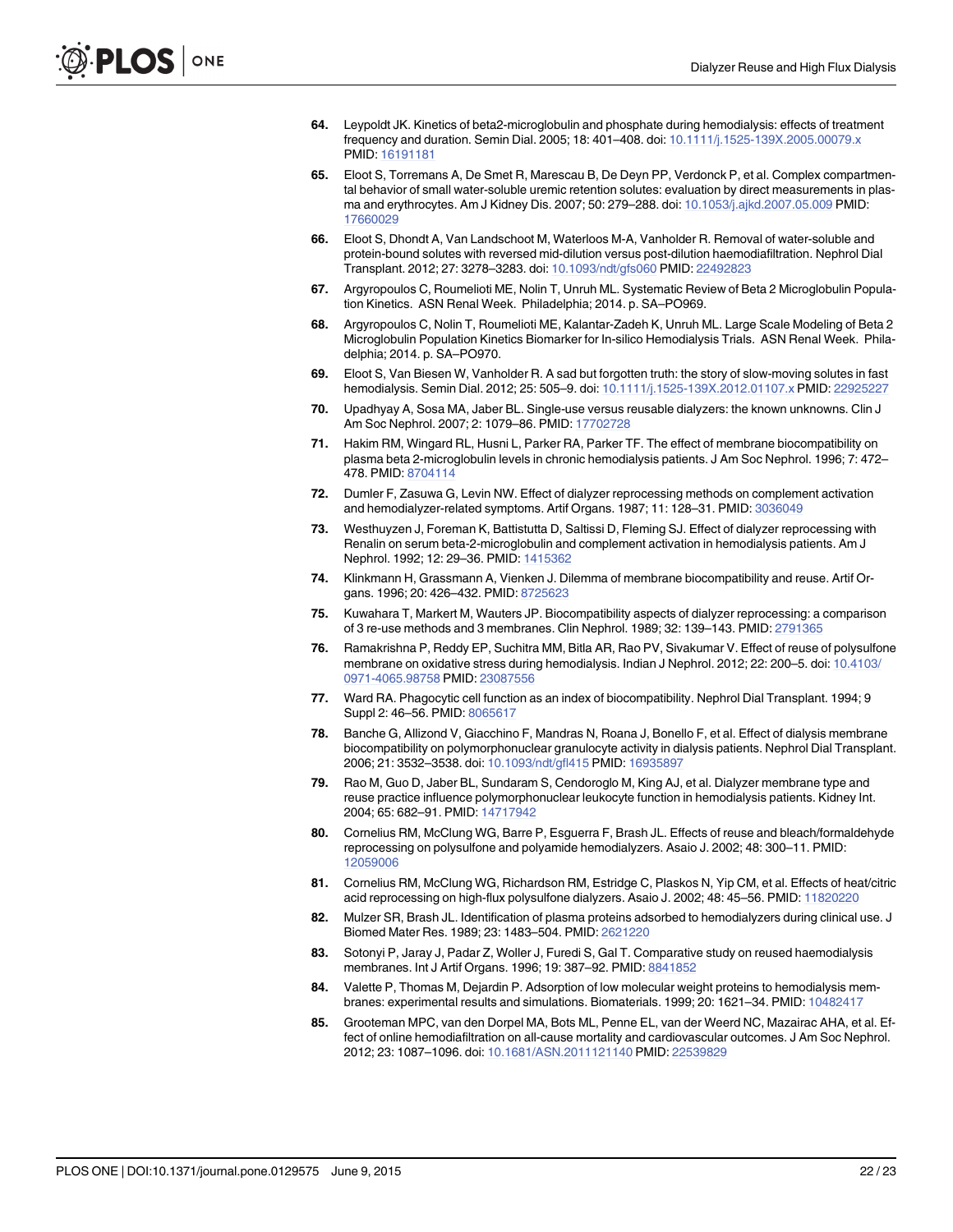64. Leypoldt JK. Kinetics of beta2-microglobulin and phosphate during hemodialysis: effects of treatment frequency and duration. Semin Dial. 2005; 18: 401–408. doi: 10.1111/j.1525-139X.2005.00079.x PMID: 16191181

65. Eloot S, Torremans A, De Smet R, Marescau B, De Deyn PP, Verdonck P, et al. Complex compartmental behavior of small water-soluble uremic retention solutes: evaluation by direct measurements in plasma and erythrocytes. Am J Kidney Dis. 2007; 50: 279–288. doi: 10.1053/j.ajkd.2007.05.009 PMID: 17660029

66. Eloot S, Dhondt A, Van Landschoot M, Waterloos M-A, Vanholder R. Removal of water-soluble and protein-bound solutes with reversed mid-dilution versus post-dilution haemodiafiltration. Nephrol Dial Transplant. 2012; 27: 3278–3283. doi: 10.1093/ndt/gfs060 PMID: 22492823

67. Argyropoulos C, Roumelioti ME, Nolin T, Unruh ML. Systematic Review of Beta 2 Microglobulin Population Kinetics. ASN Renal Week. Philadelphia; 2014. p. SA–PO969.

68. Argyropoulos C, Nolin T, Roumelioti ME, Kalantar-Zadeh K, Unruh ML. Large Scale Modeling of Beta 2 Microglobulin Population Kinetics Biomarker for In-silico Hemodialysis Trials. ASN Renal Week. Philadelphia; 2014. p. SA–PO970.

69. Eloot S, Van Biesen W, Vanholder R. A sad but forgotten truth: the story of slow-moving solutes in fast hemodialysis. Semin Dial. 2012; 25: 505–9. doi: 10.1111/j.1525-139X.2012.01107.x PMID: 22925227

70. Upadhyay A, Sosa MA, Jaber BL. Single-use versus reusable dialyzers: the known unknowns. Clin J Am Soc Nephrol. 2007; 2: 1079–86. PMID: 17702728

71. Hakim RM, Wingard RL, Husni L, Parker RA, Parker TF. The effect of membrane biocompatibility on plasma beta 2-microglobulin levels in chronic hemodialysis patients. J Am Soc Nephrol. 1996; 7: 472–478. PMID: 8704114

72. Dumler F, Zasuwa G, Levin NW. Effect of dialyzer reprocessing methods on complement activation and hemodialyzer-related symptoms. Artif Organs. 1987; 11: 128–31. PMID: 3036049

73. Westhuyzen J, Foreman K, Battistutta D, Saltissi D, Fleming SJ. Effect of dialyzer reprocessing with Renalin on serum beta-2-microglobulin and complement activation in hemodialysis patients. Am J Nephrol. 1992; 12: 29–36. PMID: 1415362

74. Klinkmann H, Grassmann A, Vienken J. Dilemma of membrane biocompatibility and reuse. Artif Organs. 1996; 20: 426–432. PMID: 8725623

75. Kuwahara T, Markert M, Wauters JP. Biocompatibility aspects of dialyzer reprocessing: a comparison of 3 re-use methods and 3 membranes. Clin Nephrol. 1989; 32: 139–143. PMID: 2791365

76. Ramakrishna P, Reddy EP, Suchitra MM, Bitla AR, Rao PV, Sivakumar V. Effect of reuse of polysulfone membrane on oxidative stress during hemodialysis. Indian J Nephrol. 2012; 22: 200–5. doi: 10.4103/0971-4065.98758 PMID: 23087556

77. Ward RA. Phagocytic cell function as an index of biocompatibility. Nephrol Dial Transplant. 1994; 9 Suppl 2: 46–56. PMID: 8065617

78. Banche G, Allizond V, Giacchino F, Mandras N, Roana J, Bonello F, et al. Effect of dialysis membrane biocompatibility on polymorphonuclear granulocyte activity in dialysis patients. Nephrol Dial Transplant. 2006; 21: 3532–3538. doi: 10.1093/ndt/gfl415 PMID: 16935897

79. Rao M, Guo D, Jaber BL, Sundaram S, Cendoroglo M, King AJ, et al. Dialyzer membrane type and reuse practice influence polymorphonuclear leukocyte function in hemodialysis patients. Kidney Int. 2004; 65: 682–91. PMID: 14717942

80. Cornelius RM, McClung WG, Barre P, Esguerra F, Brash JL. Effects of reuse and bleach/formaldehyde reprocessing on polysulfone and polyamide hemodialyzers. Asaio J. 2002; 48: 300–11. PMID: 12059006

81. Cornelius RM, McClung WG, Richardson RM, Estridge C, Plaskos N, Yip CM, et al. Effects of heat/citric acid reprocessing on high-flux polysulfone dialyzers. Asaio J. 2002; 48: 45–56. PMID: 11820220

82. Mulzer SR, Brash JL. Identification of plasma proteins adsorbed to hemodialyzers during clinical use. J Biomed Mater Res. 1989; 23: 1483–504. PMID: 2621220

83. Sotonyi P, Jaray J, Padar Z, Woller J, Furedi S, Gal T. Comparative study on reused haemodialysis membranes. Int J Artif Organs. 1996; 19: 387–92. PMID: 8841852

84. Valette P, Thomas M, Dejardin P. Adsorption of low molecular weight proteins to hemodialysis membranes: experimental results and simulations. Biomaterials. 1999; 20: 1621–34. PMID: 10482417

85. Grooteman MPC, van den Dorpel MA, Bots ML, Penne EL, van der Weerd NC, Mazairac AHA, et al. Effect of online hemodiafiltration on all-cause mortality and cardiovascular outcomes. J Am Soc Nephrol. 2012; 23: 1087–1096. doi: 10.1681/ASN.2011121140 PMID: 22539829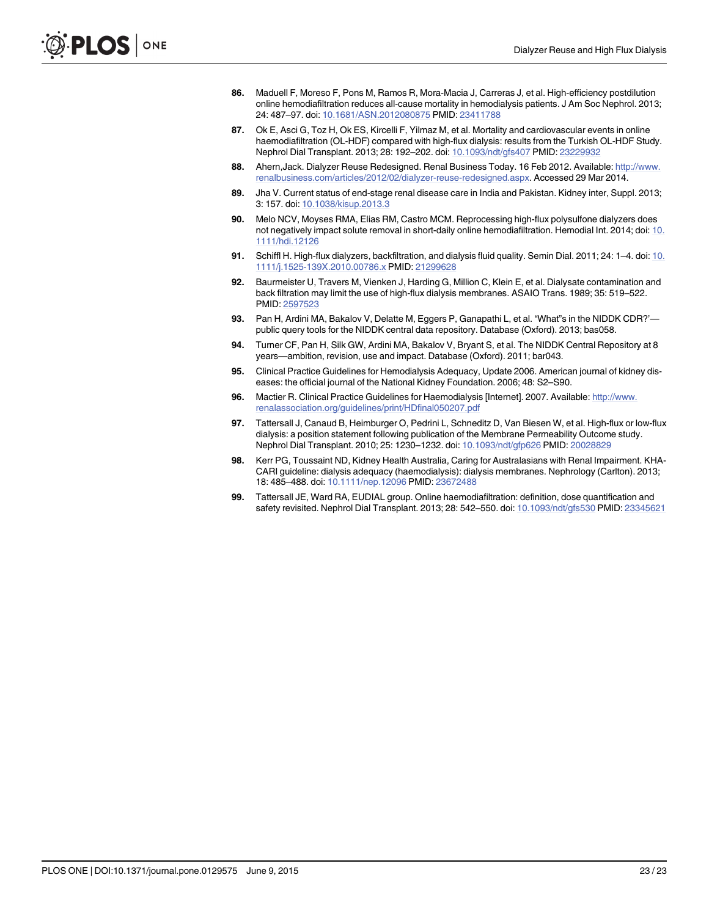86. Maduell F, Moreso F, Pons M, Ramos R, Mora-Macia J, Carreras J, et al. High-efficiency postdilution online hemodiafiltration reduces all-cause mortality in hemodialysis patients. J Am Soc Nephrol. 2013; 24: 487–97. doi: 10.1681/ASN.2012080875 PMID: 23411788

87. Ok E, Asci G, Toz H, Ok ES, Kircelli F, Yilmaz M, et al. Mortality and cardiovascular events in online haemodiafiltration (OL-HDF) compared with high-flux dialysis: results from the Turkish OL-HDF Study. Nephrol Dial Transplant. 2013; 28: 192–202. doi: 10.1093/ndt/gfs407 PMID: 23229932

88. Ahern,Jack. Dialyzer Reuse Redesigned. Renal Business Today. 16 Feb 2012. Available: http://www.renalbusiness.com/articles/2012/02/dialyzer-reuse-redesigned.aspx. Accessed 29 Mar 2014.

89. Jha V. Current status of end-stage renal disease care in India and Pakistan. Kidney inter, Suppl. 2013; 3: 157. doi: 10.1038/kisup.2013.3

90. Melo NCV, Moyses RMA, Elias RM, Castro MCM. Reprocessing high-flux polysulfone dialyzers does not negatively impact solute removal in short-daily online hemodiafiltration. Hemodial Int. 2014; doi: 10.1111/hdi.12126

91. Schiffl H. High-flux dialyzers, backfiltration, and dialysis fluid quality. Semin Dial. 2011; 24: 1–4. doi: 10.1111/j.1525-139X.2010.00786.x PMID: 21299628

92. Baurmeister U, Travers M, Vienken J, Harding G, Million C, Klein E, et al. Dialysate contamination and back filtration may limit the use of high-flux dialysis membranes. ASAIO Trans. 1989; 35: 519–522. PMID: 2597523

93. Pan H, Ardini MA, Bakalov V, Delatte M, Eggers P, Ganapathi L, et al. "What"s in the NIDDK CDR?'—public query tools for the NIDDK central data repository. Database (Oxford). 2013; bas058.

94. Turner CF, Pan H, Silk GW, Ardini MA, Bakalov V, Bryant S, et al. The NIDDK Central Repository at 8 years—ambition, revision, use and impact. Database (Oxford). 2011; bar043.

95. Clinical Practice Guidelines for Hemodialysis Adequacy, Update 2006. American journal of kidney diseases: the official journal of the National Kidney Foundation. 2006; 48: S2–S90.

96. Mactier R. Clinical Practice Guidelines for Haemodialysis [Internet]. 2007. Available: http://www.renalassociation.org/guidelines/print/HDfinal050207.pdf

97. Tattersall J, Canaud B, Heimburger O, Pedrini L, Schneditz D, Van Biesen W, et al. High-flux or low-flux dialysis: a position statement following publication of the Membrane Permeability Outcome study. Nephrol Dial Transplant. 2010; 25: 1230–1232. doi: 10.1093/ndt/gfp626 PMID: 20028829

98. Kerr PG, Toussaint ND, Kidney Health Australia, Caring for Australasians with Renal Impairment. KHA-CARI guideline: dialysis adequacy (haemodialysis): dialysis membranes. Nephrology (Carlton). 2013; 18: 485–488. doi: 10.1111/nep.12096 PMID: 23672488

99. Tattersall JE, Ward RA, EUDIAL group. Online haemodiafiltration: definition, dose quantification and safety revisited. Nephrol Dial Transplant. 2013; 28: 542–550. doi: 10.1093/ndt/gfs530 PMID: 23345621